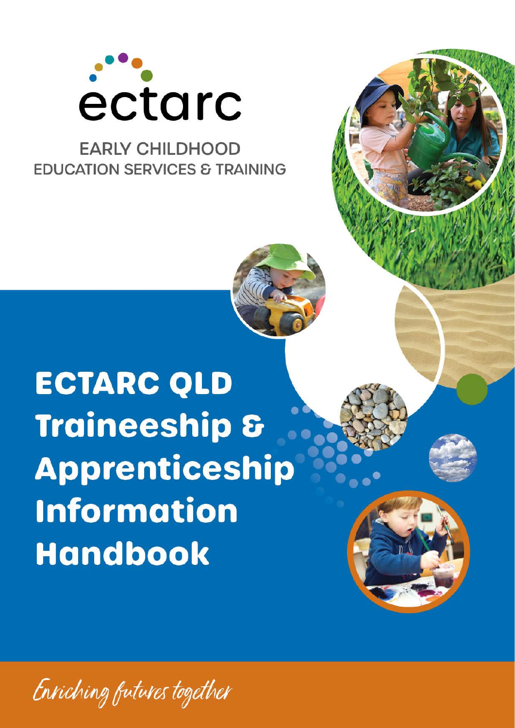ectarc

EARLY CHILDHOOD EDUCATION SERVICES & TRAINING

# ECTARC QLD Traineeship & Apprenticeship Information Handbook

*Enriching futures together*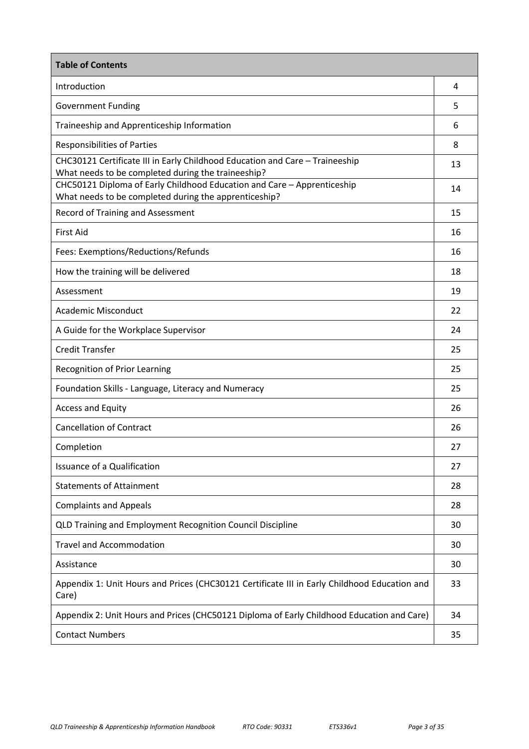| Table of Contents | |
|---|---|
| Introduction | 4 |
| Government Funding | 5 |
| Traineeship and Apprenticeship Information | 6 |
| Responsibilities of Parties | 8 |
| CHC30121 Certificate III in Early Childhood Education and Care – Traineeship<br>What needs to be completed during the traineeship? | 13 |
| CHC50121 Diploma of Early Childhood Education and Care – Apprenticeship<br>What needs to be completed during the apprenticeship? | 14 |
| Record of Training and Assessment | 15 |
| First Aid | 16 |
| Fees: Exemptions/Reductions/Refunds | 16 |
| How the training will be delivered | 18 |
| Assessment | 19 |
| Academic Misconduct | 22 |
| A Guide for the Workplace Supervisor | 24 |
| Credit Transfer | 25 |
| Recognition of Prior Learning | 25 |
| Foundation Skills - Language, Literacy and Numeracy | 25 |
| Access and Equity | 26 |
| Cancellation of Contract | 26 |
| Completion | 27 |
| Issuance of a Qualification | 27 |
| Statements of Attainment | 28 |
| Complaints and Appeals | 28 |
| QLD Training and Employment Recognition Council Discipline | 30 |
| Travel and Accommodation | 30 |
| Assistance | 30 |
| Appendix 1: Unit Hours and Prices (CHC30121 Certificate III in Early Childhood Education and Care) | 33 |
| Appendix 2: Unit Hours and Prices (CHC50121 Diploma of Early Childhood Education and Care) | 34 |
| Contact Numbers | 35 |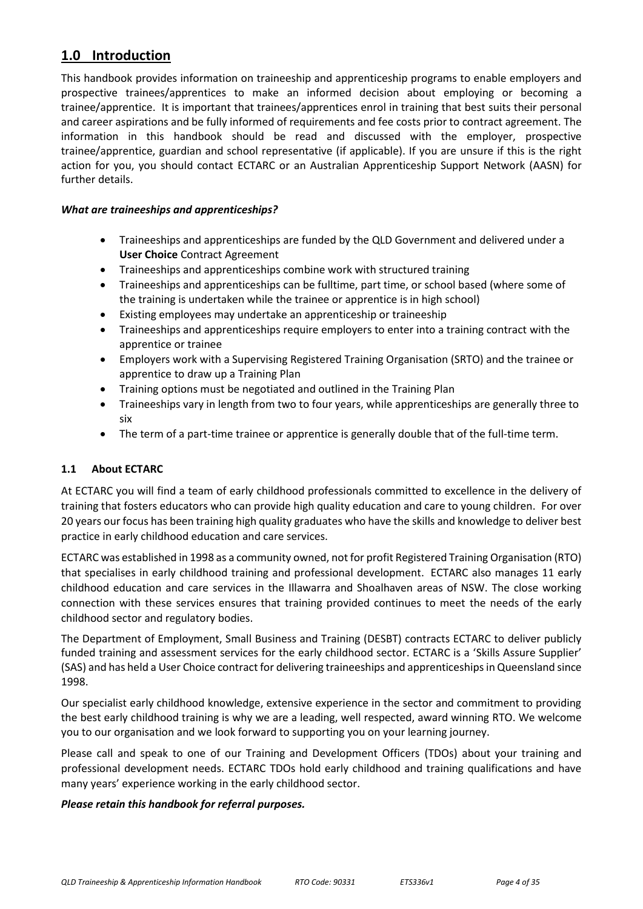## 1.0 Introduction

This handbook provides information on traineeship and apprenticeship programs to enable employers and prospective trainees/apprentices to make an informed decision about employing or becoming a trainee/apprentice. It is important that trainees/apprentices enrol in training that best suits their personal and career aspirations and be fully informed of requirements and fee costs prior to contract agreement. The information in this handbook should be read and discussed with the employer, prospective trainee/apprentice, guardian and school representative (if applicable). If you are unsure if this is the right action for you, you should contact ECTARC or an Australian Apprenticeship Support Network (AASN) for further details.

***What are traineeships and apprenticeships?***

- Traineeships and apprenticeships are funded by the QLD Government and delivered under a **User Choice** Contract Agreement
- Traineeships and apprenticeships combine work with structured training
- Traineeships and apprenticeships can be fulltime, part time, or school based (where some of the training is undertaken while the trainee or apprentice is in high school)
- Existing employees may undertake an apprenticeship or traineeship
- Traineeships and apprenticeships require employers to enter into a training contract with the apprentice or trainee
- Employers work with a Supervising Registered Training Organisation (SRTO) and the trainee or apprentice to draw up a Training Plan
- Training options must be negotiated and outlined in the Training Plan
- Traineeships vary in length from two to four years, while apprenticeships are generally three to six
- The term of a part-time trainee or apprentice is generally double that of the full-time term.

### 1.1 About ECTARC

At ECTARC you will find a team of early childhood professionals committed to excellence in the delivery of training that fosters educators who can provide high quality education and care to young children. For over 20 years our focus has been training high quality graduates who have the skills and knowledge to deliver best practice in early childhood education and care services.

ECTARC was established in 1998 as a community owned, not for profit Registered Training Organisation (RTO) that specialises in early childhood training and professional development. ECTARC also manages 11 early childhood education and care services in the Illawarra and Shoalhaven areas of NSW. The close working connection with these services ensures that training provided continues to meet the needs of the early childhood sector and regulatory bodies.

The Department of Employment, Small Business and Training (DESBT) contracts ECTARC to deliver publicly funded training and assessment services for the early childhood sector. ECTARC is a 'Skills Assure Supplier' (SAS) and has held a User Choice contract for delivering traineeships and apprenticeships in Queensland since 1998.

Our specialist early childhood knowledge, extensive experience in the sector and commitment to providing the best early childhood training is why we are a leading, well respected, award winning RTO. We welcome you to our organisation and we look forward to supporting you on your learning journey.

Please call and speak to one of our Training and Development Officers (TDOs) about your training and professional development needs. ECTARC TDOs hold early childhood and training qualifications and have many years' experience working in the early childhood sector.

***Please retain this handbook for referral purposes.***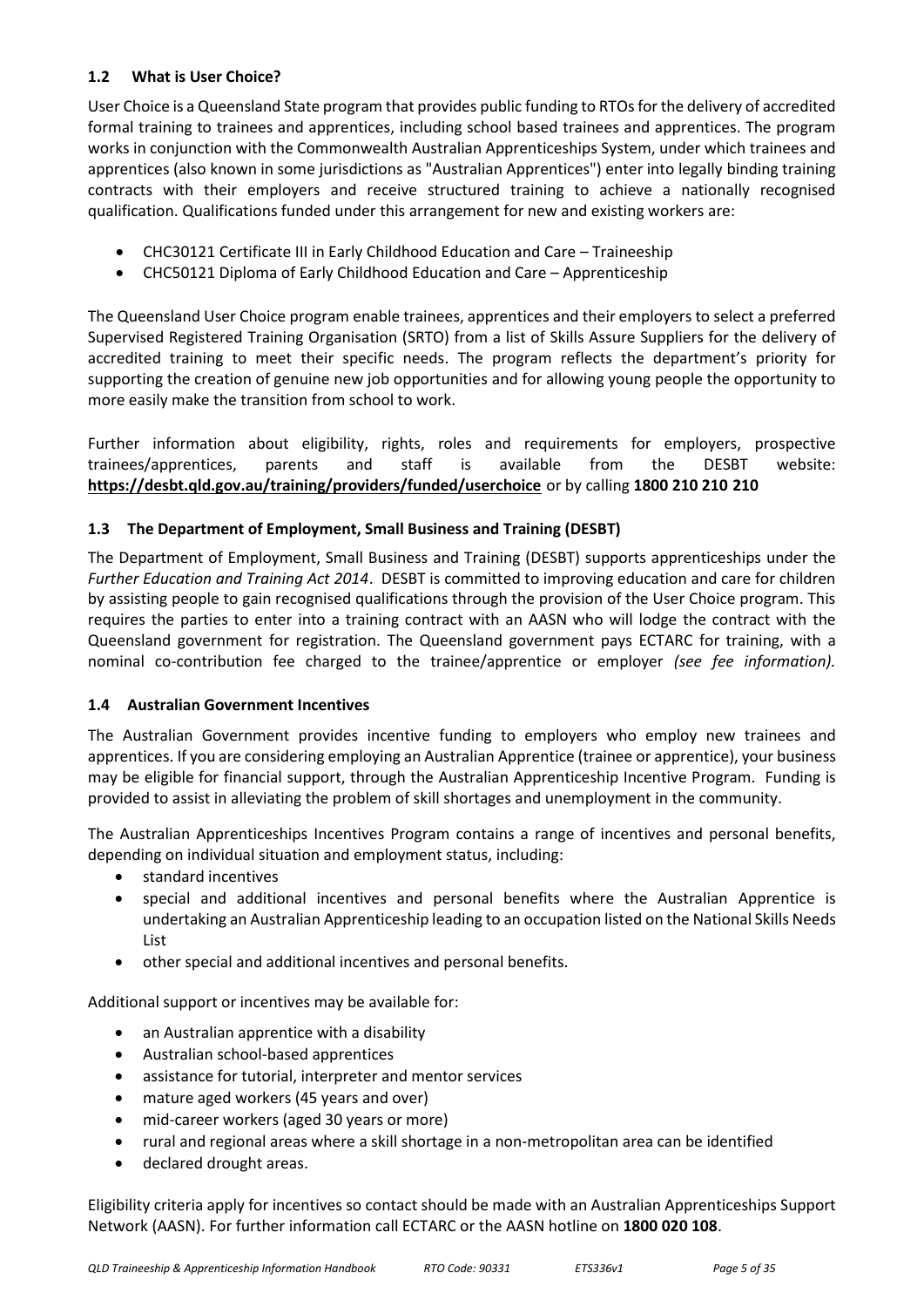### 1.2 What is User Choice?

User Choice is a Queensland State program that provides public funding to RTOs for the delivery of accredited formal training to trainees and apprentices, including school based trainees and apprentices. The program works in conjunction with the Commonwealth Australian Apprenticeships System, under which trainees and apprentices (also known in some jurisdictions as "Australian Apprentices") enter into legally binding training contracts with their employers and receive structured training to achieve a nationally recognised qualification. Qualifications funded under this arrangement for new and existing workers are:

- CHC30121 Certificate III in Early Childhood Education and Care – Traineeship
- CHC50121 Diploma of Early Childhood Education and Care – Apprenticeship

The Queensland User Choice program enable trainees, apprentices and their employers to select a preferred Supervised Registered Training Organisation (SRTO) from a list of Skills Assure Suppliers for the delivery of accredited training to meet their specific needs. The program reflects the department's priority for supporting the creation of genuine new job opportunities and for allowing young people the opportunity to more easily make the transition from school to work.

Further information about eligibility, rights, roles and requirements for employers, prospective trainees/apprentices, parents and staff is available from the DESBT website: **https://desbt.qld.gov.au/training/providers/funded/userchoice** or by calling **1800 210 210 210**

### 1.3 The Department of Employment, Small Business and Training (DESBT)

The Department of Employment, Small Business and Training (DESBT) supports apprenticeships under the *Further Education and Training Act 2014*. DESBT is committed to improving education and care for children by assisting people to gain recognised qualifications through the provision of the User Choice program. This requires the parties to enter into a training contract with an AASN who will lodge the contract with the Queensland government for registration. The Queensland government pays ECTARC for training, with a nominal co-contribution fee charged to the trainee/apprentice or employer *(see fee information).*

### 1.4 Australian Government Incentives

The Australian Government provides incentive funding to employers who employ new trainees and apprentices. If you are considering employing an Australian Apprentice (trainee or apprentice), your business may be eligible for financial support, through the Australian Apprenticeship Incentive Program. Funding is provided to assist in alleviating the problem of skill shortages and unemployment in the community.

The Australian Apprenticeships Incentives Program contains a range of incentives and personal benefits, depending on individual situation and employment status, including:

- standard incentives
- special and additional incentives and personal benefits where the Australian Apprentice is undertaking an Australian Apprenticeship leading to an occupation listed on the National Skills Needs List
- other special and additional incentives and personal benefits.

Additional support or incentives may be available for:

- an Australian apprentice with a disability
- Australian school-based apprentices
- assistance for tutorial, interpreter and mentor services
- mature aged workers (45 years and over)
- mid-career workers (aged 30 years or more)
- rural and regional areas where a skill shortage in a non-metropolitan area can be identified
- declared drought areas.

Eligibility criteria apply for incentives so contact should be made with an Australian Apprenticeships Support Network (AASN). For further information call ECTARC or the AASN hotline on **1800 020 108**.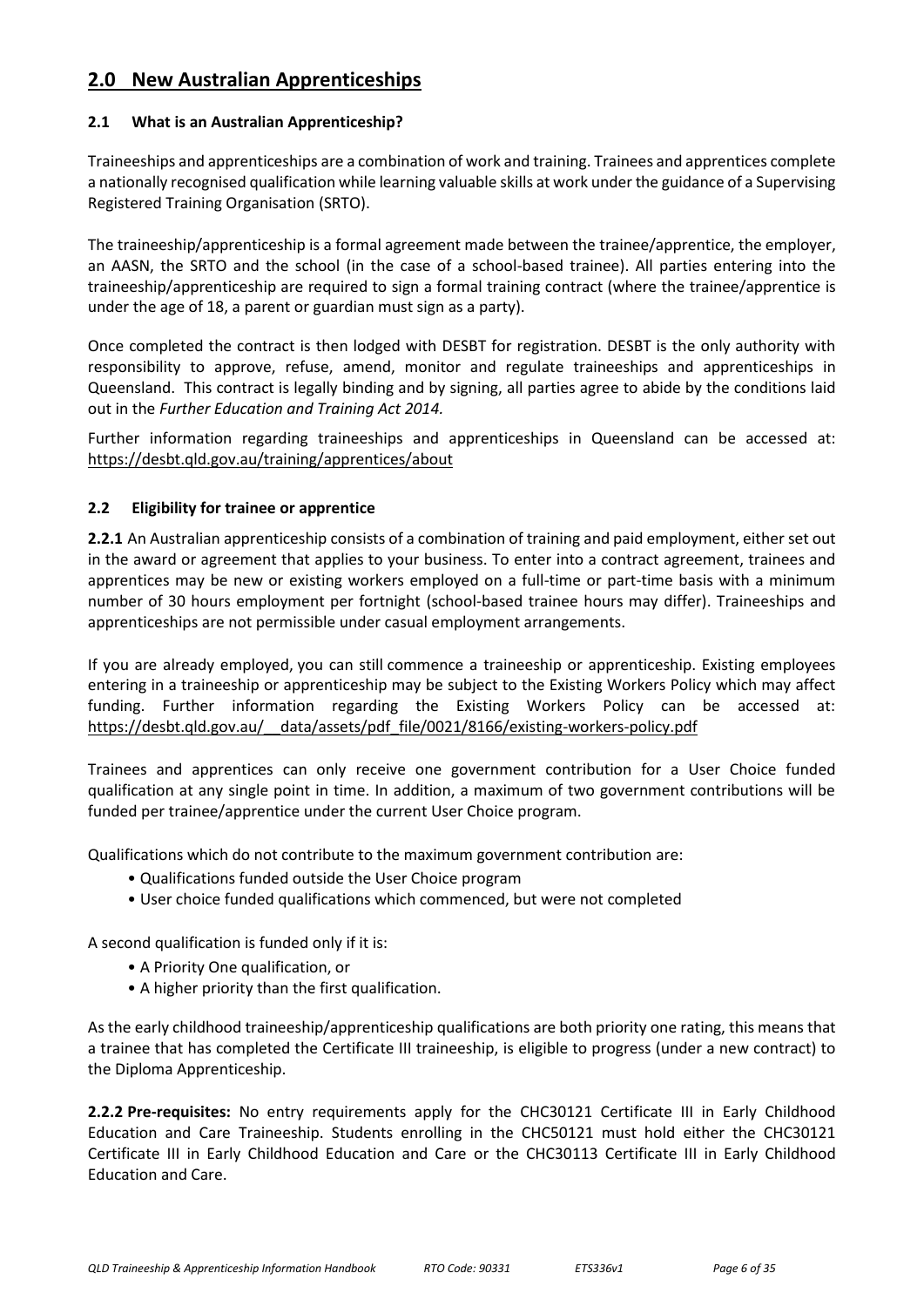## 2.0 New Australian Apprenticeships

### 2.1 What is an Australian Apprenticeship?

Traineeships and apprenticeships are a combination of work and training. Trainees and apprentices complete a nationally recognised qualification while learning valuable skills at work under the guidance of a Supervising Registered Training Organisation (SRTO).

The traineeship/apprenticeship is a formal agreement made between the trainee/apprentice, the employer, an AASN, the SRTO and the school (in the case of a school-based trainee). All parties entering into the traineeship/apprenticeship are required to sign a formal training contract (where the trainee/apprentice is under the age of 18, a parent or guardian must sign as a party).

Once completed the contract is then lodged with DESBT for registration. DESBT is the only authority with responsibility to approve, refuse, amend, monitor and regulate traineeships and apprenticeships in Queensland. This contract is legally binding and by signing, all parties agree to abide by the conditions laid out in the *Further Education and Training Act 2014.*

Further information regarding traineeships and apprenticeships in Queensland can be accessed at: https://desbt.qld.gov.au/training/apprentices/about

### 2.2 Eligibility for trainee or apprentice

**2.2.1** An Australian apprenticeship consists of a combination of training and paid employment, either set out in the award or agreement that applies to your business. To enter into a contract agreement, trainees and apprentices may be new or existing workers employed on a full-time or part-time basis with a minimum number of 30 hours employment per fortnight (school-based trainee hours may differ). Traineeships and apprenticeships are not permissible under casual employment arrangements.

If you are already employed, you can still commence a traineeship or apprenticeship. Existing employees entering in a traineeship or apprenticeship may be subject to the Existing Workers Policy which may affect funding. Further information regarding the Existing Workers Policy can be accessed at: https://desbt.qld.gov.au/__data/assets/pdf_file/0021/8166/existing-workers-policy.pdf

Trainees and apprentices can only receive one government contribution for a User Choice funded qualification at any single point in time. In addition, a maximum of two government contributions will be funded per trainee/apprentice under the current User Choice program.

Qualifications which do not contribute to the maximum government contribution are:

- Qualifications funded outside the User Choice program
- User choice funded qualifications which commenced, but were not completed

A second qualification is funded only if it is:

- A Priority One qualification, or
- A higher priority than the first qualification.

As the early childhood traineeship/apprenticeship qualifications are both priority one rating, this means that a trainee that has completed the Certificate III traineeship, is eligible to progress (under a new contract) to the Diploma Apprenticeship.

**2.2.2 Pre-requisites:** No entry requirements apply for the CHC30121 Certificate III in Early Childhood Education and Care Traineeship. Students enrolling in the CHC50121 must hold either the CHC30121 Certificate III in Early Childhood Education and Care or the CHC30113 Certificate III in Early Childhood Education and Care.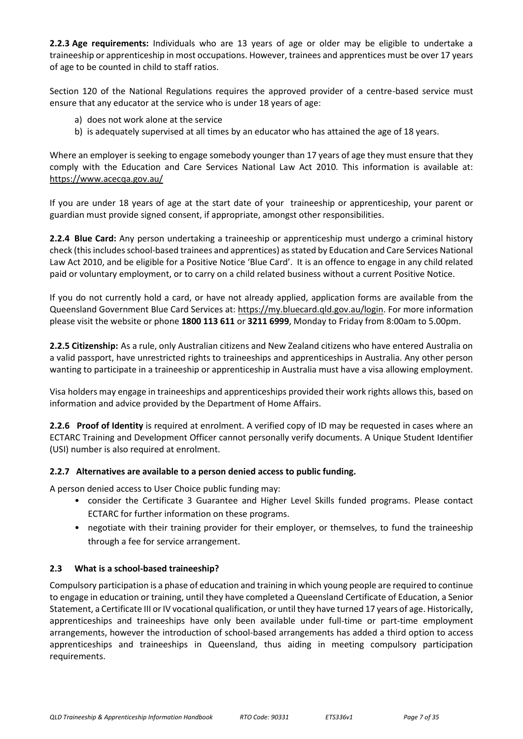**2.2.3 Age requirements:** Individuals who are 13 years of age or older may be eligible to undertake a traineeship or apprenticeship in most occupations. However, trainees and apprentices must be over 17 years of age to be counted in child to staff ratios.

Section 120 of the National Regulations requires the approved provider of a centre-based service must ensure that any educator at the service who is under 18 years of age:

a) does not work alone at the service
b) is adequately supervised at all times by an educator who has attained the age of 18 years.

Where an employer is seeking to engage somebody younger than 17 years of age they must ensure that they comply with the Education and Care Services National Law Act 2010. This information is available at: https://www.acecqa.gov.au/

If you are under 18 years of age at the start date of your traineeship or apprenticeship, your parent or guardian must provide signed consent, if appropriate, amongst other responsibilities.

**2.2.4 Blue Card:** Any person undertaking a traineeship or apprenticeship must undergo a criminal history check (this includes school-based trainees and apprentices) as stated by Education and Care Services National Law Act 2010, and be eligible for a Positive Notice 'Blue Card'. It is an offence to engage in any child related paid or voluntary employment, or to carry on a child related business without a current Positive Notice.

If you do not currently hold a card, or have not already applied, application forms are available from the Queensland Government Blue Card Services at: https://my.bluecard.qld.gov.au/login. For more information please visit the website or phone **1800 113 611** or **3211 6999**, Monday to Friday from 8:00am to 5.00pm.

**2.2.5 Citizenship:** As a rule, only Australian citizens and New Zealand citizens who have entered Australia on a valid passport, have unrestricted rights to traineeships and apprenticeships in Australia. Any other person wanting to participate in a traineeship or apprenticeship in Australia must have a visa allowing employment.

Visa holders may engage in traineeships and apprenticeships provided their work rights allows this, based on information and advice provided by the Department of Home Affairs.

**2.2.6 Proof of Identity** is required at enrolment. A verified copy of ID may be requested in cases where an ECTARC Training and Development Officer cannot personally verify documents. A Unique Student Identifier (USI) number is also required at enrolment.

#### 2.2.7 Alternatives are available to a person denied access to public funding.

A person denied access to User Choice public funding may:

- consider the Certificate 3 Guarantee and Higher Level Skills funded programs. Please contact ECTARC for further information on these programs.
- negotiate with their training provider for their employer, or themselves, to fund the traineeship through a fee for service arrangement.

### 2.3 What is a school-based traineeship?

Compulsory participation is a phase of education and training in which young people are required to continue to engage in education or training, until they have completed a Queensland Certificate of Education, a Senior Statement, a Certificate III or IV vocational qualification, or until they have turned 17 years of age. Historically, apprenticeships and traineeships have only been available under full-time or part-time employment arrangements, however the introduction of school-based arrangements has added a third option to access apprenticeships and traineeships in Queensland, thus aiding in meeting compulsory participation requirements.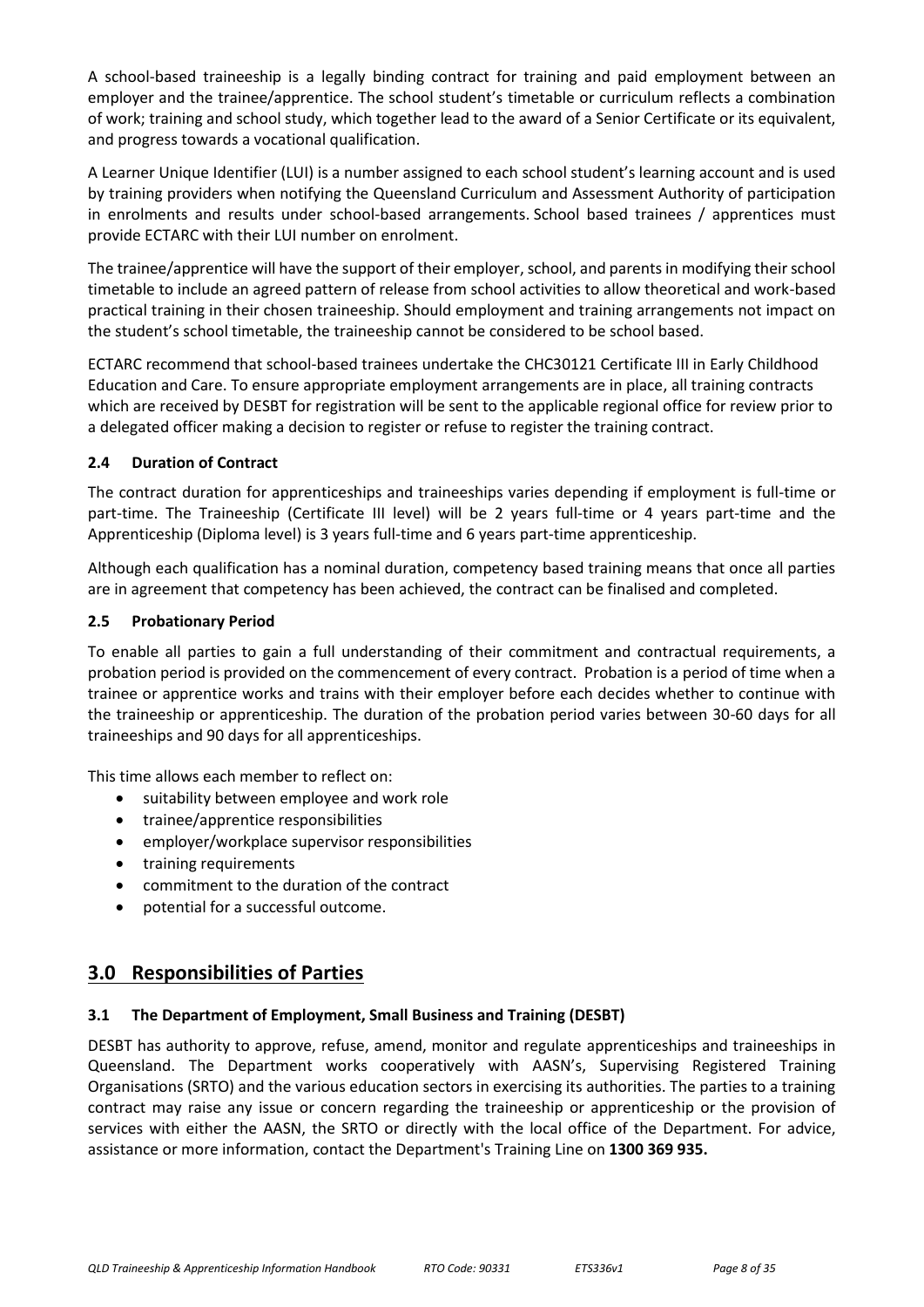A school-based traineeship is a legally binding contract for training and paid employment between an employer and the trainee/apprentice. The school student's timetable or curriculum reflects a combination of work; training and school study, which together lead to the award of a Senior Certificate or its equivalent, and progress towards a vocational qualification.

A Learner Unique Identifier (LUI) is a number assigned to each school student's learning account and is used by training providers when notifying the Queensland Curriculum and Assessment Authority of participation in enrolments and results under school-based arrangements. School based trainees / apprentices must provide ECTARC with their LUI number on enrolment.

The trainee/apprentice will have the support of their employer, school, and parents in modifying their school timetable to include an agreed pattern of release from school activities to allow theoretical and work-based practical training in their chosen traineeship. Should employment and training arrangements not impact on the student's school timetable, the traineeship cannot be considered to be school based.

ECTARC recommend that school-based trainees undertake the CHC30121 Certificate III in Early Childhood Education and Care. To ensure appropriate employment arrangements are in place, all training contracts which are received by DESBT for registration will be sent to the applicable regional office for review prior to a delegated officer making a decision to register or refuse to register the training contract.

### 2.4 Duration of Contract

The contract duration for apprenticeships and traineeships varies depending if employment is full-time or part-time. The Traineeship (Certificate III level) will be 2 years full-time or 4 years part-time and the Apprenticeship (Diploma level) is 3 years full-time and 6 years part-time apprenticeship.

Although each qualification has a nominal duration, competency based training means that once all parties are in agreement that competency has been achieved, the contract can be finalised and completed.

### 2.5 Probationary Period

To enable all parties to gain a full understanding of their commitment and contractual requirements, a probation period is provided on the commencement of every contract. Probation is a period of time when a trainee or apprentice works and trains with their employer before each decides whether to continue with the traineeship or apprenticeship. The duration of the probation period varies between 30-60 days for all traineeships and 90 days for all apprenticeships.

This time allows each member to reflect on:

- suitability between employee and work role
- trainee/apprentice responsibilities
- employer/workplace supervisor responsibilities
- training requirements
- commitment to the duration of the contract
- potential for a successful outcome.

## 3.0 Responsibilities of Parties

### 3.1 The Department of Employment, Small Business and Training (DESBT)

DESBT has authority to approve, refuse, amend, monitor and regulate apprenticeships and traineeships in Queensland. The Department works cooperatively with AASN's, Supervising Registered Training Organisations (SRTO) and the various education sectors in exercising its authorities. The parties to a training contract may raise any issue or concern regarding the traineeship or apprenticeship or the provision of services with either the AASN, the SRTO or directly with the local office of the Department. For advice, assistance or more information, contact the Department's Training Line on **1300 369 935.**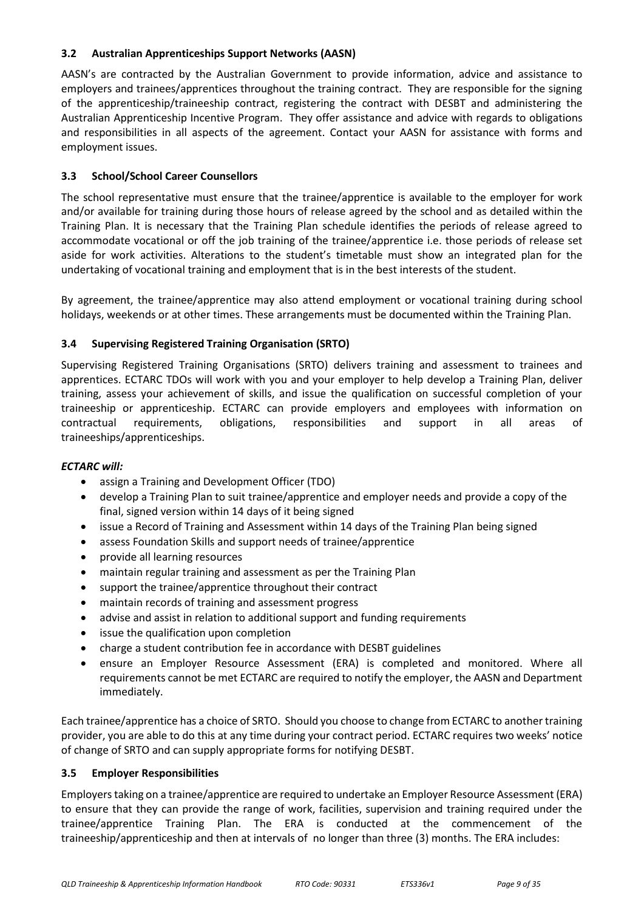### 3.2 Australian Apprenticeships Support Networks (AASN)

AASN's are contracted by the Australian Government to provide information, advice and assistance to employers and trainees/apprentices throughout the training contract. They are responsible for the signing of the apprenticeship/traineeship contract, registering the contract with DESBT and administering the Australian Apprenticeship Incentive Program. They offer assistance and advice with regards to obligations and responsibilities in all aspects of the agreement. Contact your AASN for assistance with forms and employment issues.

### 3.3 School/School Career Counsellors

The school representative must ensure that the trainee/apprentice is available to the employer for work and/or available for training during those hours of release agreed by the school and as detailed within the Training Plan. It is necessary that the Training Plan schedule identifies the periods of release agreed to accommodate vocational or off the job training of the trainee/apprentice i.e. those periods of release set aside for work activities. Alterations to the student's timetable must show an integrated plan for the undertaking of vocational training and employment that is in the best interests of the student.

By agreement, the trainee/apprentice may also attend employment or vocational training during school holidays, weekends or at other times. These arrangements must be documented within the Training Plan.

### 3.4 Supervising Registered Training Organisation (SRTO)

Supervising Registered Training Organisations (SRTO) delivers training and assessment to trainees and apprentices. ECTARC TDOs will work with you and your employer to help develop a Training Plan, deliver training, assess your achievement of skills, and issue the qualification on successful completion of your traineeship or apprenticeship. ECTARC can provide employers and employees with information on contractual requirements, obligations, responsibilities and support in all areas of traineeships/apprenticeships.

***ECTARC will:***

- assign a Training and Development Officer (TDO)
- develop a Training Plan to suit trainee/apprentice and employer needs and provide a copy of the final, signed version within 14 days of it being signed
- issue a Record of Training and Assessment within 14 days of the Training Plan being signed
- assess Foundation Skills and support needs of trainee/apprentice
- provide all learning resources
- maintain regular training and assessment as per the Training Plan
- support the trainee/apprentice throughout their contract
- maintain records of training and assessment progress
- advise and assist in relation to additional support and funding requirements
- issue the qualification upon completion
- charge a student contribution fee in accordance with DESBT guidelines
- ensure an Employer Resource Assessment (ERA) is completed and monitored. Where all requirements cannot be met ECTARC are required to notify the employer, the AASN and Department immediately.

Each trainee/apprentice has a choice of SRTO. Should you choose to change from ECTARC to another training provider, you are able to do this at any time during your contract period. ECTARC requires two weeks' notice of change of SRTO and can supply appropriate forms for notifying DESBT.

### 3.5 Employer Responsibilities

Employers taking on a trainee/apprentice are required to undertake an Employer Resource Assessment (ERA) to ensure that they can provide the range of work, facilities, supervision and training required under the trainee/apprentice Training Plan. The ERA is conducted at the commencement of the traineeship/apprenticeship and then at intervals of no longer than three (3) months. The ERA includes: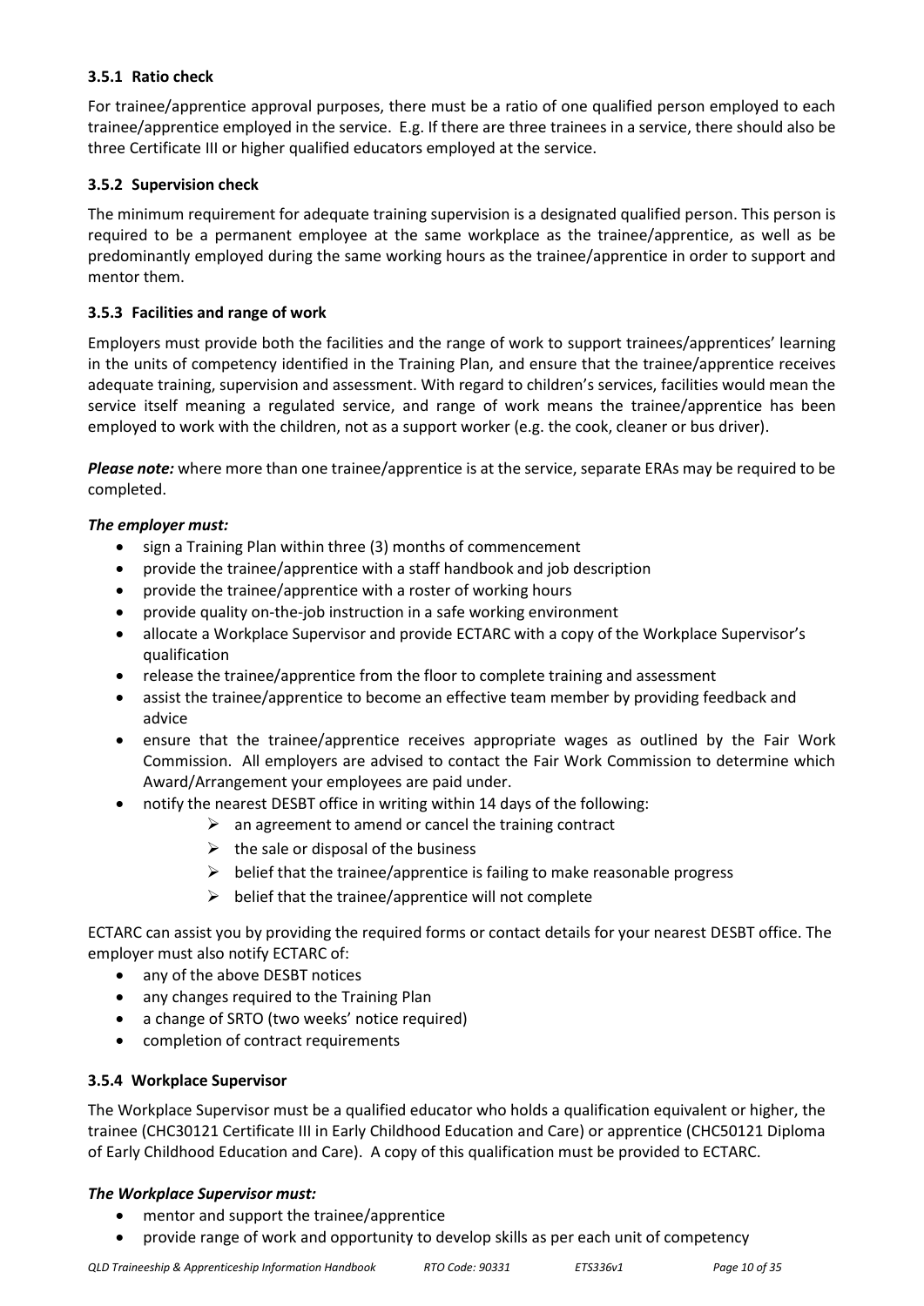### 3.5.1 Ratio check

For trainee/apprentice approval purposes, there must be a ratio of one qualified person employed to each trainee/apprentice employed in the service. E.g. If there are three trainees in a service, there should also be three Certificate III or higher qualified educators employed at the service.

### 3.5.2 Supervision check

The minimum requirement for adequate training supervision is a designated qualified person. This person is required to be a permanent employee at the same workplace as the trainee/apprentice, as well as be predominantly employed during the same working hours as the trainee/apprentice in order to support and mentor them.

### 3.5.3 Facilities and range of work

Employers must provide both the facilities and the range of work to support trainees/apprentices' learning in the units of competency identified in the Training Plan, and ensure that the trainee/apprentice receives adequate training, supervision and assessment. With regard to children's services, facilities would mean the service itself meaning a regulated service, and range of work means the trainee/apprentice has been employed to work with the children, not as a support worker (e.g. the cook, cleaner or bus driver).

***Please note:*** where more than one trainee/apprentice is at the service, separate ERAs may be required to be completed.

***The employer must:***

- sign a Training Plan within three (3) months of commencement
- provide the trainee/apprentice with a staff handbook and job description
- provide the trainee/apprentice with a roster of working hours
- provide quality on-the-job instruction in a safe working environment
- allocate a Workplace Supervisor and provide ECTARC with a copy of the Workplace Supervisor's qualification
- release the trainee/apprentice from the floor to complete training and assessment
- assist the trainee/apprentice to become an effective team member by providing feedback and advice
- ensure that the trainee/apprentice receives appropriate wages as outlined by the Fair Work Commission. All employers are advised to contact the Fair Work Commission to determine which Award/Arrangement your employees are paid under.
- notify the nearest DESBT office in writing within 14 days of the following:
  - an agreement to amend or cancel the training contract
  - the sale or disposal of the business
  - belief that the trainee/apprentice is failing to make reasonable progress
  - belief that the trainee/apprentice will not complete

ECTARC can assist you by providing the required forms or contact details for your nearest DESBT office. The employer must also notify ECTARC of:

- any of the above DESBT notices
- any changes required to the Training Plan
- a change of SRTO (two weeks' notice required)
- completion of contract requirements

### 3.5.4 Workplace Supervisor

The Workplace Supervisor must be a qualified educator who holds a qualification equivalent or higher, the trainee (CHC30121 Certificate III in Early Childhood Education and Care) or apprentice (CHC50121 Diploma of Early Childhood Education and Care). A copy of this qualification must be provided to ECTARC.

***The Workplace Supervisor must:***

- mentor and support the trainee/apprentice
- provide range of work and opportunity to develop skills as per each unit of competency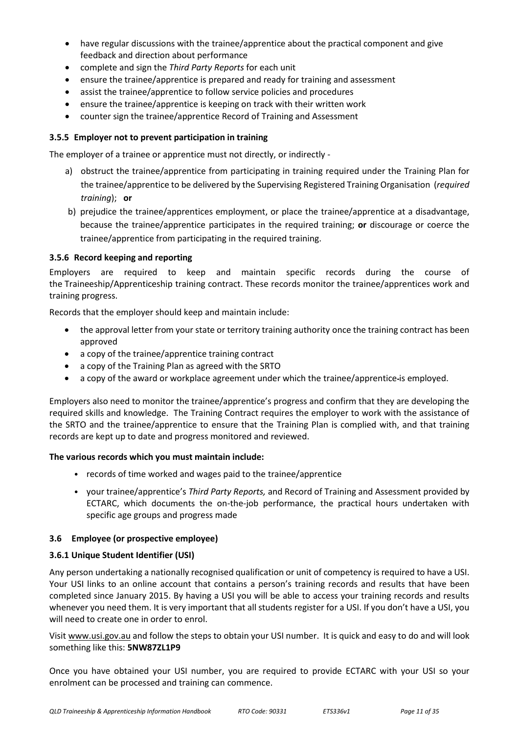- have regular discussions with the trainee/apprentice about the practical component and give feedback and direction about performance
- complete and sign the *Third Party Reports* for each unit
- ensure the trainee/apprentice is prepared and ready for training and assessment
- assist the trainee/apprentice to follow service policies and procedures
- ensure the trainee/apprentice is keeping on track with their written work
- counter sign the trainee/apprentice Record of Training and Assessment

### 3.5.5 Employer not to prevent participation in training

The employer of a trainee or apprentice must not directly, or indirectly -

a) obstruct the trainee/apprentice from participating in training required under the Training Plan for the trainee/apprentice to be delivered by the Supervising Registered Training Organisation (*required training*); **or**

b) prejudice the trainee/apprentices employment, or place the trainee/apprentice at a disadvantage, because the trainee/apprentice participates in the required training; **or** discourage or coerce the trainee/apprentice from participating in the required training.

### 3.5.6 Record keeping and reporting

Employers are required to keep and maintain specific records during the course of the Traineeship/Apprenticeship training contract. These records monitor the trainee/apprentices work and training progress.

Records that the employer should keep and maintain include:

- the approval letter from your state or territory training authority once the training contract has been approved
- a copy of the trainee/apprentice training contract
- a copy of the Training Plan as agreed with the SRTO
- a copy of the award or workplace agreement under which the trainee/apprentice is employed.

Employers also need to monitor the trainee/apprentice's progress and confirm that they are developing the required skills and knowledge. The Training Contract requires the employer to work with the assistance of the SRTO and the trainee/apprentice to ensure that the Training Plan is complied with, and that training records are kept up to date and progress monitored and reviewed.

**The various records which you must maintain include:**

- records of time worked and wages paid to the trainee/apprentice
- your trainee/apprentice's *Third Party Reports,* and Record of Training and Assessment provided by ECTARC, which documents the on-the-job performance, the practical hours undertaken with specific age groups and progress made

## 3.6 Employee (or prospective employee)

### 3.6.1 Unique Student Identifier (USI)

Any person undertaking a nationally recognised qualification or unit of competency is required to have a USI. Your USI links to an online account that contains a person's training records and results that have been completed since January 2015. By having a USI you will be able to access your training records and results whenever you need them. It is very important that all students register for a USI. If you don't have a USI, you will need to create one in order to enrol.

Visit www.usi.gov.au and follow the steps to obtain your USI number. It is quick and easy to do and will look something like this: **5NW87ZL1P9**

Once you have obtained your USI number, you are required to provide ECTARC with your USI so your enrolment can be processed and training can commence.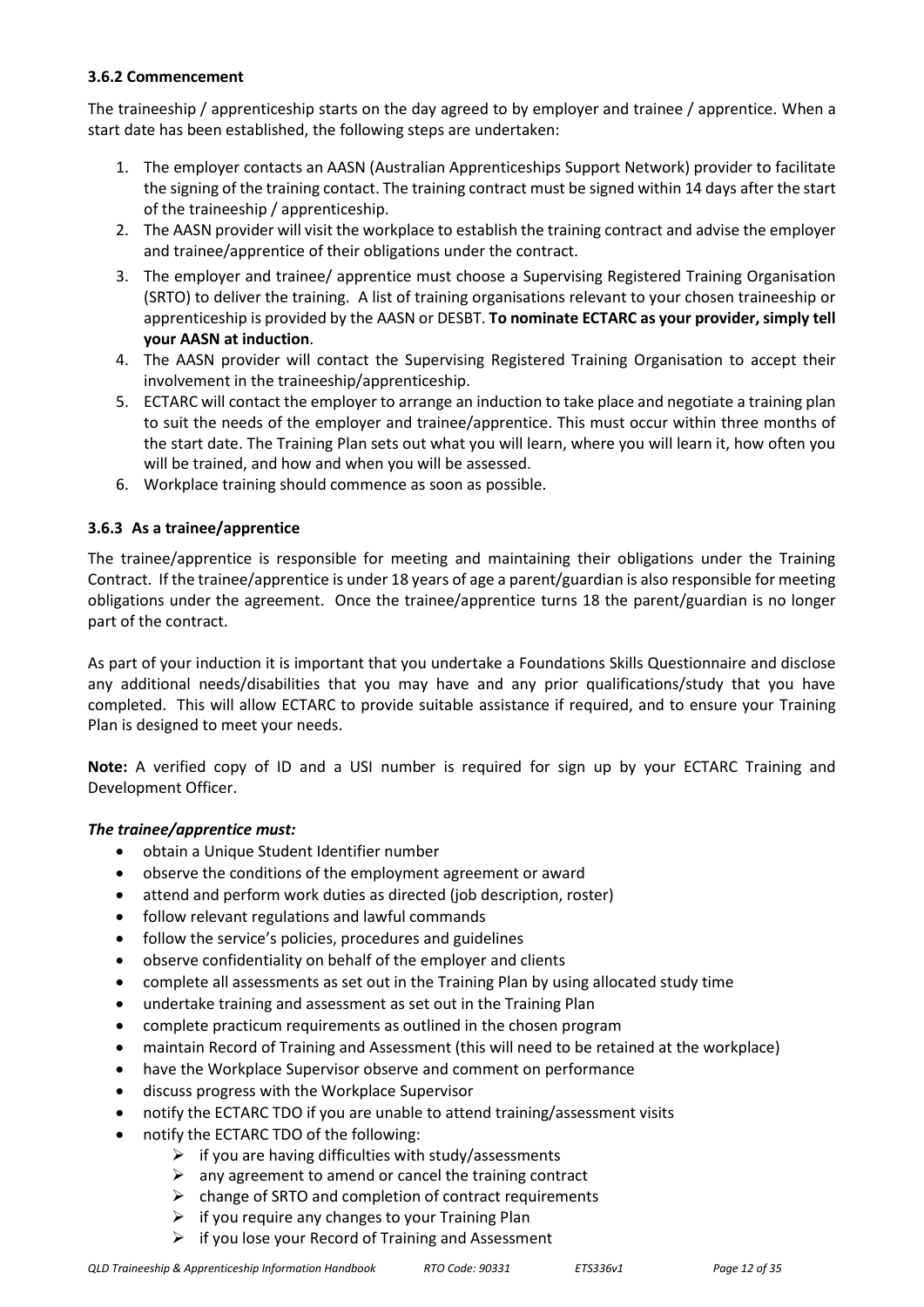### 3.6.2 Commencement

The traineeship / apprenticeship starts on the day agreed to by employer and trainee / apprentice. When a start date has been established, the following steps are undertaken:

1. The employer contacts an AASN (Australian Apprenticeships Support Network) provider to facilitate the signing of the training contact. The training contract must be signed within 14 days after the start of the traineeship / apprenticeship.
2. The AASN provider will visit the workplace to establish the training contract and advise the employer and trainee/apprentice of their obligations under the contract.
3. The employer and trainee/ apprentice must choose a Supervising Registered Training Organisation (SRTO) to deliver the training. A list of training organisations relevant to your chosen traineeship or apprenticeship is provided by the AASN or DESBT. **To nominate ECTARC as your provider, simply tell your AASN at induction**.
4. The AASN provider will contact the Supervising Registered Training Organisation to accept their involvement in the traineeship/apprenticeship.
5. ECTARC will contact the employer to arrange an induction to take place and negotiate a training plan to suit the needs of the employer and trainee/apprentice. This must occur within three months of the start date. The Training Plan sets out what you will learn, where you will learn it, how often you will be trained, and how and when you will be assessed.
6. Workplace training should commence as soon as possible.

### 3.6.3 As a trainee/apprentice

The trainee/apprentice is responsible for meeting and maintaining their obligations under the Training Contract. If the trainee/apprentice is under 18 years of age a parent/guardian is also responsible for meeting obligations under the agreement. Once the trainee/apprentice turns 18 the parent/guardian is no longer part of the contract.

As part of your induction it is important that you undertake a Foundations Skills Questionnaire and disclose any additional needs/disabilities that you may have and any prior qualifications/study that you have completed. This will allow ECTARC to provide suitable assistance if required, and to ensure your Training Plan is designed to meet your needs.

**Note:** A verified copy of ID and a USI number is required for sign up by your ECTARC Training and Development Officer.

***The trainee/apprentice must:***

- obtain a Unique Student Identifier number
- observe the conditions of the employment agreement or award
- attend and perform work duties as directed (job description, roster)
- follow relevant regulations and lawful commands
- follow the service's policies, procedures and guidelines
- observe confidentiality on behalf of the employer and clients
- complete all assessments as set out in the Training Plan by using allocated study time
- undertake training and assessment as set out in the Training Plan
- complete practicum requirements as outlined in the chosen program
- maintain Record of Training and Assessment (this will need to be retained at the workplace)
- have the Workplace Supervisor observe and comment on performance
- discuss progress with the Workplace Supervisor
- notify the ECTARC TDO if you are unable to attend training/assessment visits
- notify the ECTARC TDO of the following:
    - if you are having difficulties with study/assessments
    - any agreement to amend or cancel the training contract
    - change of SRTO and completion of contract requirements
    - if you require any changes to your Training Plan
    - if you lose your Record of Training and Assessment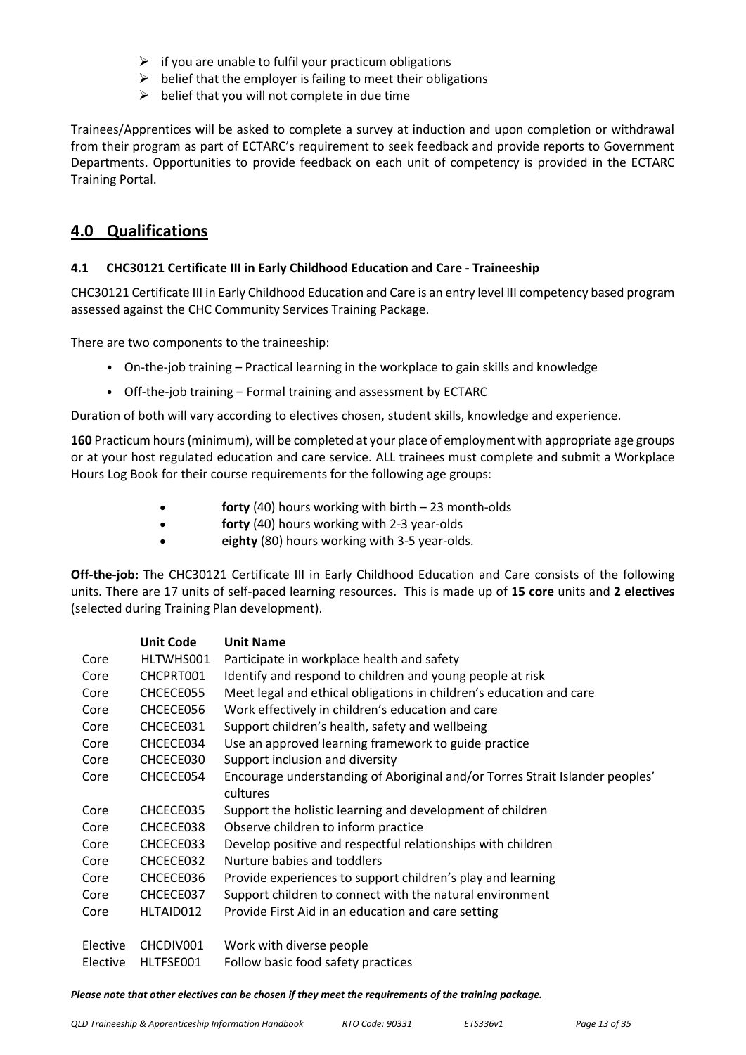- if you are unable to fulfil your practicum obligations
- belief that the employer is failing to meet their obligations
- belief that you will not complete in due time

Trainees/Apprentices will be asked to complete a survey at induction and upon completion or withdrawal from their program as part of ECTARC's requirement to seek feedback and provide reports to Government Departments. Opportunities to provide feedback on each unit of competency is provided in the ECTARC Training Portal.

## 4.0 Qualifications

### 4.1 CHC30121 Certificate III in Early Childhood Education and Care - Traineeship

CHC30121 Certificate III in Early Childhood Education and Care is an entry level III competency based program assessed against the CHC Community Services Training Package.

There are two components to the traineeship:

- On-the-job training – Practical learning in the workplace to gain skills and knowledge
- Off-the-job training – Formal training and assessment by ECTARC

Duration of both will vary according to electives chosen, student skills, knowledge and experience.

**160** Practicum hours (minimum), will be completed at your place of employment with appropriate age groups or at your host regulated education and care service. ALL trainees must complete and submit a Workplace Hours Log Book for their course requirements for the following age groups:

- **forty** (40) hours working with birth – 23 month-olds
- **forty** (40) hours working with 2-3 year-olds
- **eighty** (80) hours working with 3-5 year-olds.

**Off-the-job:** The CHC30121 Certificate III in Early Childhood Education and Care consists of the following units. There are 17 units of self-paced learning resources. This is made up of **15 core** units and **2 electives** (selected during Training Plan development).

| | Unit Code | Unit Name |
|---|---|---|
| Core | HLTWHS001 | Participate in workplace health and safety |
| Core | CHCPRT001 | Identify and respond to children and young people at risk |
| Core | CHCECE055 | Meet legal and ethical obligations in children's education and care |
| Core | CHCECE056 | Work effectively in children's education and care |
| Core | CHCECE031 | Support children's health, safety and wellbeing |
| Core | CHCECE034 | Use an approved learning framework to guide practice |
| Core | CHCECE030 | Support inclusion and diversity |
| Core | CHCECE054 | Encourage understanding of Aboriginal and/or Torres Strait Islander peoples' cultures |
| Core | CHCECE035 | Support the holistic learning and development of children |
| Core | CHCECE038 | Observe children to inform practice |
| Core | CHCECE033 | Develop positive and respectful relationships with children |
| Core | CHCECE032 | Nurture babies and toddlers |
| Core | CHCECE036 | Provide experiences to support children's play and learning |
| Core | CHCECE037 | Support children to connect with the natural environment |
| Core | HLTAID012 | Provide First Aid in an education and care setting |
| Elective | CHCDIV001 | Work with diverse people |
| Elective | HLTFSE001 | Follow basic food safety practices |

***Please note that other electives can be chosen if they meet the requirements of the training package.***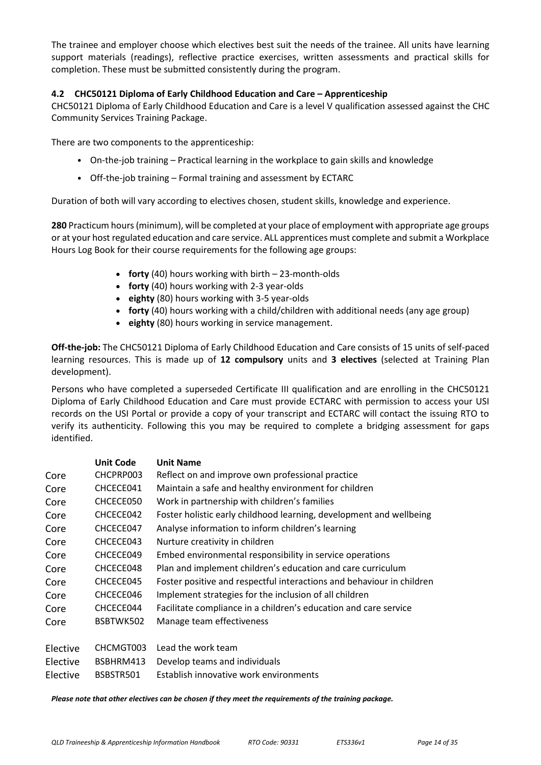The trainee and employer choose which electives best suit the needs of the trainee. All units have learning support materials (readings), reflective practice exercises, written assessments and practical skills for completion. These must be submitted consistently during the program.

### 4.2 CHC50121 Diploma of Early Childhood Education and Care – Apprenticeship

CHC50121 Diploma of Early Childhood Education and Care is a level V qualification assessed against the CHC Community Services Training Package.

There are two components to the apprenticeship:

- On-the-job training – Practical learning in the workplace to gain skills and knowledge
- Off-the-job training – Formal training and assessment by ECTARC

Duration of both will vary according to electives chosen, student skills, knowledge and experience.

**280** Practicum hours (minimum), will be completed at your place of employment with appropriate age groups or at your host regulated education and care service. ALL apprentices must complete and submit a Workplace Hours Log Book for their course requirements for the following age groups:

- **forty** (40) hours working with birth – 23-month-olds
- **forty** (40) hours working with 2-3 year-olds
- **eighty** (80) hours working with 3-5 year-olds
- **forty** (40) hours working with a child/children with additional needs (any age group)
- **eighty** (80) hours working in service management.

**Off-the-job:** The CHC50121 Diploma of Early Childhood Education and Care consists of 15 units of self-paced learning resources. This is made up of **12 compulsory** units and **3 electives** (selected at Training Plan development).

Persons who have completed a superseded Certificate III qualification and are enrolling in the CHC50121 Diploma of Early Childhood Education and Care must provide ECTARC with permission to access your USI records on the USI Portal or provide a copy of your transcript and ECTARC will contact the issuing RTO to verify its authenticity. Following this you may be required to complete a bridging assessment for gaps identified.

| | **Unit Code** | **Unit Name** |
|---|---|---|
| Core | CHCPRP003 | Reflect on and improve own professional practice |
| Core | CHCECE041 | Maintain a safe and healthy environment for children |
| Core | CHCECE050 | Work in partnership with children's families |
| Core | CHCECE042 | Foster holistic early childhood learning, development and wellbeing |
| Core | CHCECE047 | Analyse information to inform children's learning |
| Core | CHCECE043 | Nurture creativity in children |
| Core | CHCECE049 | Embed environmental responsibility in service operations |
| Core | CHCECE048 | Plan and implement children's education and care curriculum |
| Core | CHCECE045 | Foster positive and respectful interactions and behaviour in children |
| Core | CHCECE046 | Implement strategies for the inclusion of all children |
| Core | CHCECE044 | Facilitate compliance in a children's education and care service |
| Core | BSBTWK502 | Manage team effectiveness |
| Elective | CHCMGT003 | Lead the work team |
| Elective | BSBHRM413 | Develop teams and individuals |
| Elective | BSBSTR501 | Establish innovative work environments |

***Please note that other electives can be chosen if they meet the requirements of the training package.***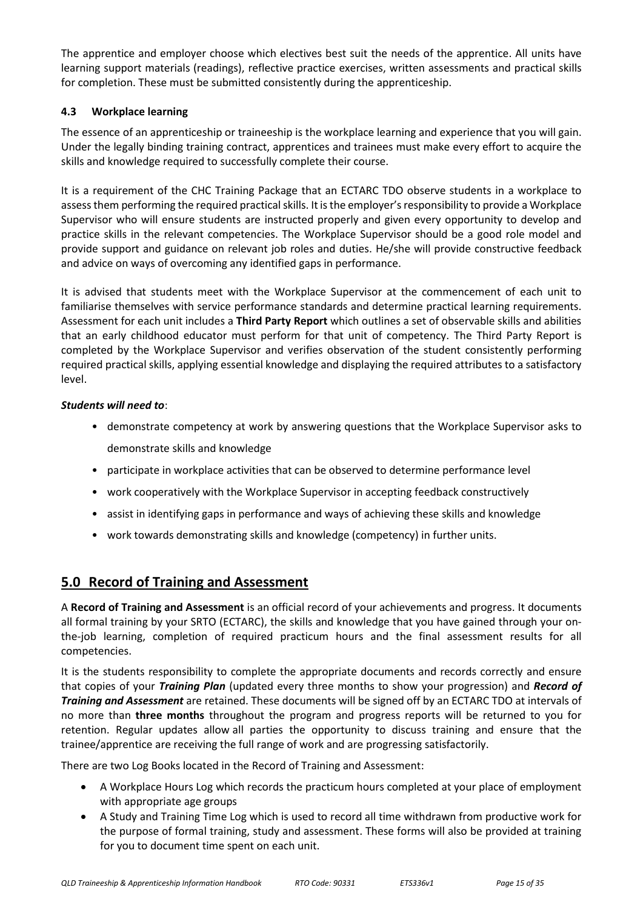The apprentice and employer choose which electives best suit the needs of the apprentice. All units have learning support materials (readings), reflective practice exercises, written assessments and practical skills for completion. These must be submitted consistently during the apprenticeship.

### 4.3 Workplace learning

The essence of an apprenticeship or traineeship is the workplace learning and experience that you will gain. Under the legally binding training contract, apprentices and trainees must make every effort to acquire the skills and knowledge required to successfully complete their course.

It is a requirement of the CHC Training Package that an ECTARC TDO observe students in a workplace to assess them performing the required practical skills. It is the employer's responsibility to provide a Workplace Supervisor who will ensure students are instructed properly and given every opportunity to develop and practice skills in the relevant competencies. The Workplace Supervisor should be a good role model and provide support and guidance on relevant job roles and duties. He/she will provide constructive feedback and advice on ways of overcoming any identified gaps in performance.

It is advised that students meet with the Workplace Supervisor at the commencement of each unit to familiarise themselves with service performance standards and determine practical learning requirements. Assessment for each unit includes a **Third Party Report** which outlines a set of observable skills and abilities that an early childhood educator must perform for that unit of competency. The Third Party Report is completed by the Workplace Supervisor and verifies observation of the student consistently performing required practical skills, applying essential knowledge and displaying the required attributes to a satisfactory level.

***Students will need to***:

- demonstrate competency at work by answering questions that the Workplace Supervisor asks to demonstrate skills and knowledge
- participate in workplace activities that can be observed to determine performance level
- work cooperatively with the Workplace Supervisor in accepting feedback constructively
- assist in identifying gaps in performance and ways of achieving these skills and knowledge
- work towards demonstrating skills and knowledge (competency) in further units.

## 5.0 Record of Training and Assessment

A **Record of Training and Assessment** is an official record of your achievements and progress. It documents all formal training by your SRTO (ECTARC), the skills and knowledge that you have gained through your on-the-job learning, completion of required practicum hours and the final assessment results for all competencies.

It is the students responsibility to complete the appropriate documents and records correctly and ensure that copies of your ***Training Plan*** (updated every three months to show your progression) and ***Record of Training and Assessment*** are retained. These documents will be signed off by an ECTARC TDO at intervals of no more than **three months** throughout the program and progress reports will be returned to you for retention. Regular updates allow all parties the opportunity to discuss training and ensure that the trainee/apprentice are receiving the full range of work and are progressing satisfactorily.

There are two Log Books located in the Record of Training and Assessment:

- A Workplace Hours Log which records the practicum hours completed at your place of employment with appropriate age groups
- A Study and Training Time Log which is used to record all time withdrawn from productive work for the purpose of formal training, study and assessment. These forms will also be provided at training for you to document time spent on each unit.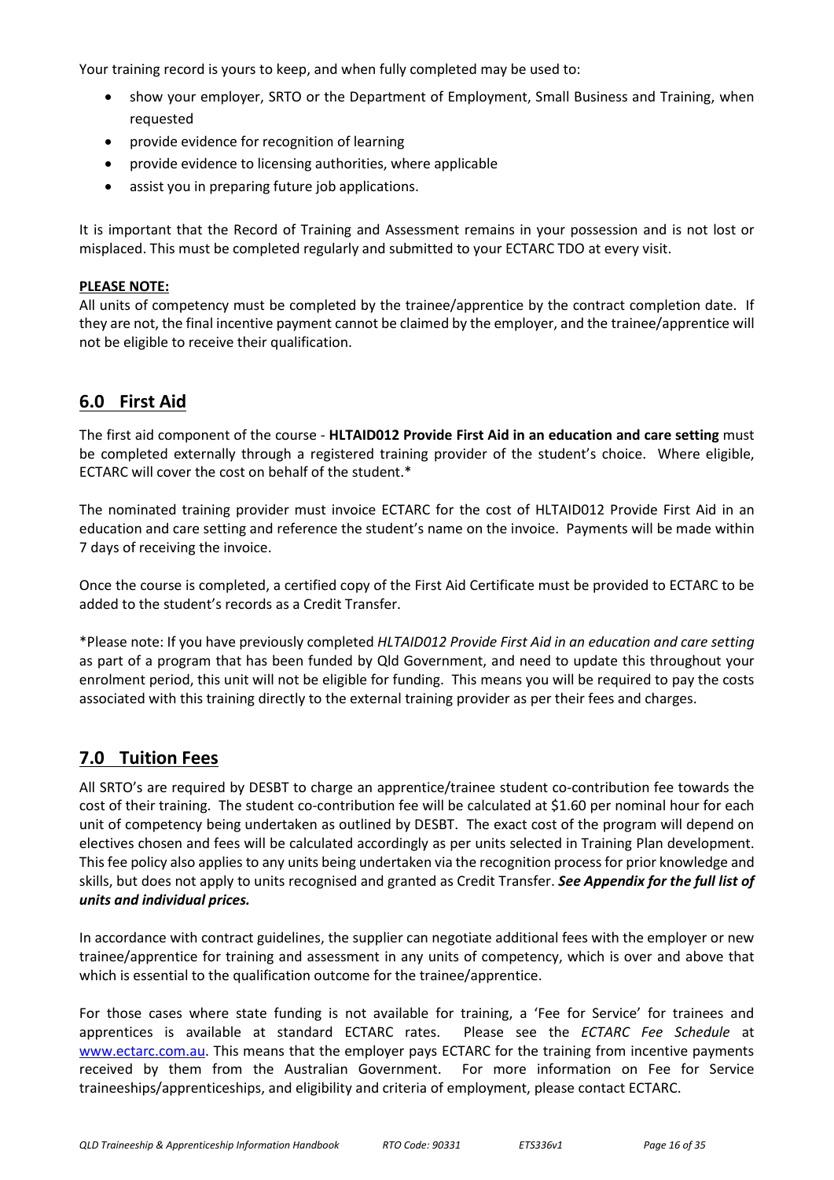Your training record is yours to keep, and when fully completed may be used to:

- show your employer, SRTO or the Department of Employment, Small Business and Training, when requested
- provide evidence for recognition of learning
- provide evidence to licensing authorities, where applicable
- assist you in preparing future job applications.

It is important that the Record of Training and Assessment remains in your possession and is not lost or misplaced. This must be completed regularly and submitted to your ECTARC TDO at every visit.

**PLEASE NOTE:**
All units of competency must be completed by the trainee/apprentice by the contract completion date. If they are not, the final incentive payment cannot be claimed by the employer, and the trainee/apprentice will not be eligible to receive their qualification.

## 6.0 First Aid

The first aid component of the course - **HLTAID012 Provide First Aid in an education and care setting** must be completed externally through a registered training provider of the student's choice. Where eligible, ECTARC will cover the cost on behalf of the student.*

The nominated training provider must invoice ECTARC for the cost of HLTAID012 Provide First Aid in an education and care setting and reference the student's name on the invoice. Payments will be made within 7 days of receiving the invoice.

Once the course is completed, a certified copy of the First Aid Certificate must be provided to ECTARC to be added to the student's records as a Credit Transfer.

*Please note: If you have previously completed *HLTAID012 Provide First Aid in an education and care setting* as part of a program that has been funded by Qld Government, and need to update this throughout your enrolment period, this unit will not be eligible for funding. This means you will be required to pay the costs associated with this training directly to the external training provider as per their fees and charges.

## 7.0 Tuition Fees

All SRTO's are required by DESBT to charge an apprentice/trainee student co-contribution fee towards the cost of their training. The student co-contribution fee will be calculated at $1.60 per nominal hour for each unit of competency being undertaken as outlined by DESBT. The exact cost of the program will depend on electives chosen and fees will be calculated accordingly as per units selected in Training Plan development. This fee policy also applies to any units being undertaken via the recognition process for prior knowledge and skills, but does not apply to units recognised and granted as Credit Transfer. ***See Appendix for the full list of units and individual prices.***

In accordance with contract guidelines, the supplier can negotiate additional fees with the employer or new trainee/apprentice for training and assessment in any units of competency, which is over and above that which is essential to the qualification outcome for the trainee/apprentice.

For those cases where state funding is not available for training, a 'Fee for Service' for trainees and apprentices is available at standard ECTARC rates. Please see the *ECTARC Fee Schedule* at [www.ectarc.com.au](http://www.ectarc.com.au). This means that the employer pays ECTARC for the training from incentive payments received by them from the Australian Government. For more information on Fee for Service traineeships/apprenticeships, and eligibility and criteria of employment, please contact ECTARC.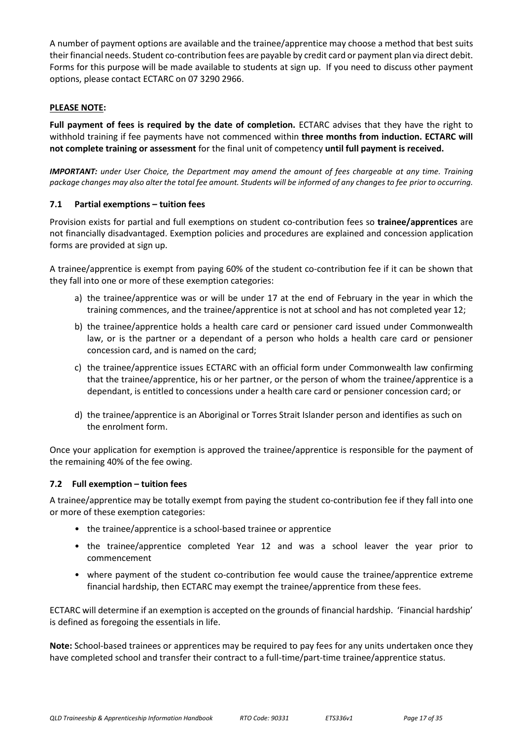A number of payment options are available and the trainee/apprentice may choose a method that best suits their financial needs. Student co-contribution fees are payable by credit card or payment plan via direct debit. Forms for this purpose will be made available to students at sign up. If you need to discuss other payment options, please contact ECTARC on 07 3290 2966.

**PLEASE NOTE:**

**Full payment of fees is required by the date of completion.** ECTARC advises that they have the right to withhold training if fee payments have not commenced within **three months from induction. ECTARC will not complete training or assessment** for the final unit of competency **until full payment is received.**

***IMPORTANT:*** *under User Choice, the Department may amend the amount of fees chargeable at any time. Training package changes may also alter the total fee amount. Students will be informed of any changes to fee prior to occurring.*

### 7.1 Partial exemptions – tuition fees

Provision exists for partial and full exemptions on student co-contribution fees so **trainee/apprentices** are not financially disadvantaged. Exemption policies and procedures are explained and concession application forms are provided at sign up.

A trainee/apprentice is exempt from paying 60% of the student co-contribution fee if it can be shown that they fall into one or more of these exemption categories:

a) the trainee/apprentice was or will be under 17 at the end of February in the year in which the training commences, and the trainee/apprentice is not at school and has not completed year 12;

b) the trainee/apprentice holds a health care card or pensioner card issued under Commonwealth law, or is the partner or a dependant of a person who holds a health care card or pensioner concession card, and is named on the card;

c) the trainee/apprentice issues ECTARC with an official form under Commonwealth law confirming that the trainee/apprentice, his or her partner, or the person of whom the trainee/apprentice is a dependant, is entitled to concessions under a health care card or pensioner concession card; or

d) the trainee/apprentice is an Aboriginal or Torres Strait Islander person and identifies as such on the enrolment form.

Once your application for exemption is approved the trainee/apprentice is responsible for the payment of the remaining 40% of the fee owing.

### 7.2 Full exemption – tuition fees

A trainee/apprentice may be totally exempt from paying the student co-contribution fee if they fall into one or more of these exemption categories:

- the trainee/apprentice is a school-based trainee or apprentice
- the trainee/apprentice completed Year 12 and was a school leaver the year prior to commencement
- where payment of the student co-contribution fee would cause the trainee/apprentice extreme financial hardship, then ECTARC may exempt the trainee/apprentice from these fees.

ECTARC will determine if an exemption is accepted on the grounds of financial hardship. 'Financial hardship' is defined as foregoing the essentials in life.

**Note:** School-based trainees or apprentices may be required to pay fees for any units undertaken once they have completed school and transfer their contract to a full-time/part-time trainee/apprentice status.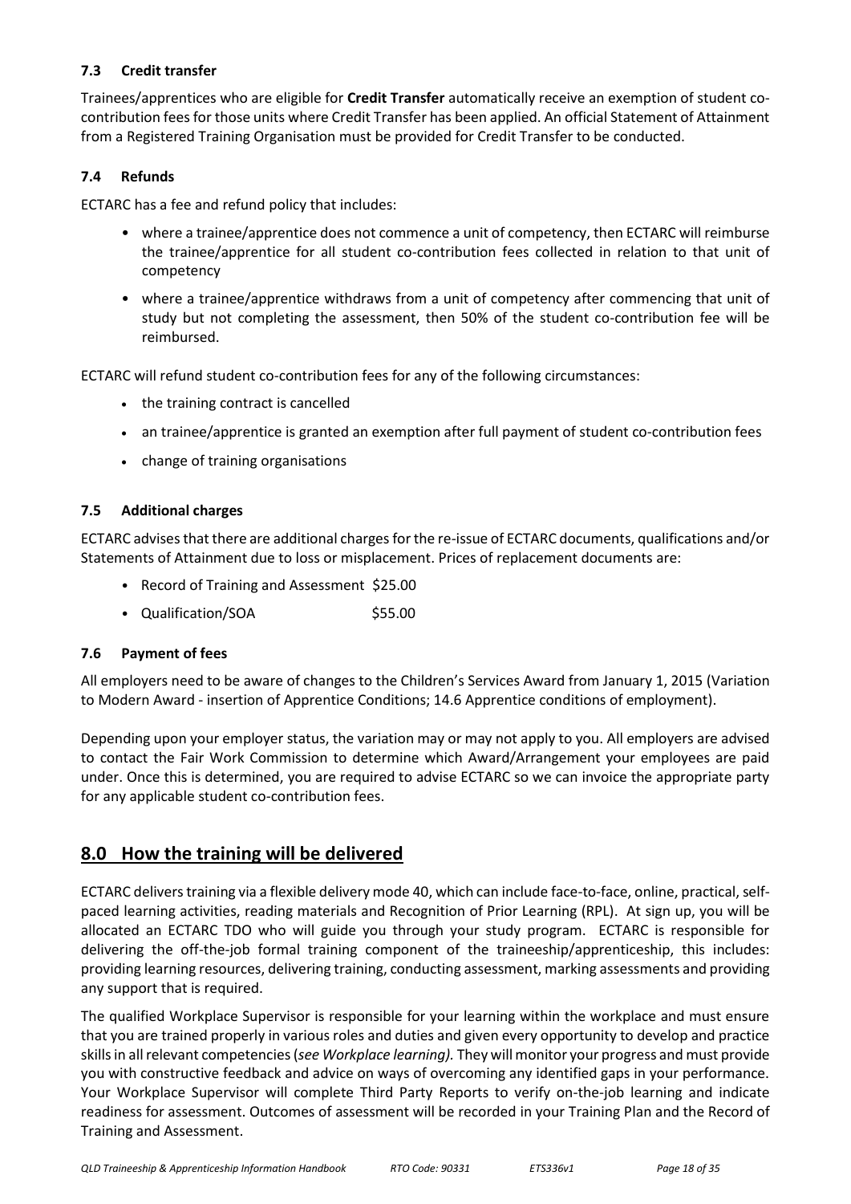### 7.3 Credit transfer

Trainees/apprentices who are eligible for **Credit Transfer** automatically receive an exemption of student co-contribution fees for those units where Credit Transfer has been applied. An official Statement of Attainment from a Registered Training Organisation must be provided for Credit Transfer to be conducted.

### 7.4 Refunds

ECTARC has a fee and refund policy that includes:

- where a trainee/apprentice does not commence a unit of competency, then ECTARC will reimburse the trainee/apprentice for all student co-contribution fees collected in relation to that unit of competency
- where a trainee/apprentice withdraws from a unit of competency after commencing that unit of study but not completing the assessment, then 50% of the student co-contribution fee will be reimbursed.

ECTARC will refund student co-contribution fees for any of the following circumstances:

- the training contract is cancelled
- an trainee/apprentice is granted an exemption after full payment of student co-contribution fees
- change of training organisations

### 7.5 Additional charges

ECTARC advises that there are additional charges for the re-issue of ECTARC documents, qualifications and/or Statements of Attainment due to loss or misplacement. Prices of replacement documents are:

- Record of Training and Assessment $25.00
- Qualification/SOA $55.00

### 7.6 Payment of fees

All employers need to be aware of changes to the Children's Services Award from January 1, 2015 (Variation to Modern Award - insertion of Apprentice Conditions; 14.6 Apprentice conditions of employment).

Depending upon your employer status, the variation may or may not apply to you. All employers are advised to contact the Fair Work Commission to determine which Award/Arrangement your employees are paid under. Once this is determined, you are required to advise ECTARC so we can invoice the appropriate party for any applicable student co-contribution fees.

## 8.0 How the training will be delivered

ECTARC delivers training via a flexible delivery mode 40, which can include face-to-face, online, practical, self-paced learning activities, reading materials and Recognition of Prior Learning (RPL). At sign up, you will be allocated an ECTARC TDO who will guide you through your study program. ECTARC is responsible for delivering the off-the-job formal training component of the traineeship/apprenticeship, this includes: providing learning resources, delivering training, conducting assessment, marking assessments and providing any support that is required.

The qualified Workplace Supervisor is responsible for your learning within the workplace and must ensure that you are trained properly in various roles and duties and given every opportunity to develop and practice skills in all relevant competencies (*see Workplace learning).* They will monitor your progress and must provide you with constructive feedback and advice on ways of overcoming any identified gaps in your performance. Your Workplace Supervisor will complete Third Party Reports to verify on-the-job learning and indicate readiness for assessment. Outcomes of assessment will be recorded in your Training Plan and the Record of Training and Assessment.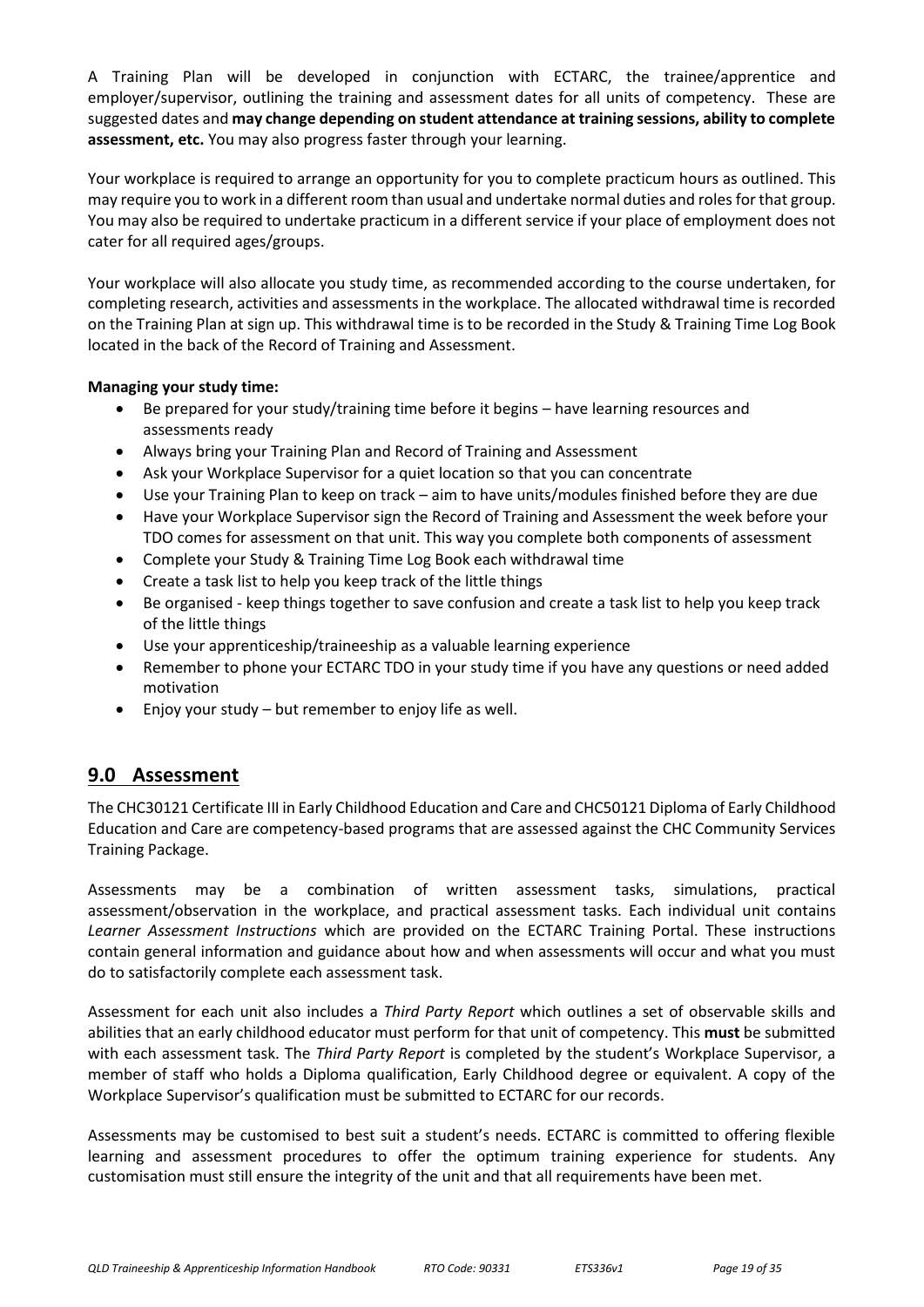A Training Plan will be developed in conjunction with ECTARC, the trainee/apprentice and employer/supervisor, outlining the training and assessment dates for all units of competency. These are suggested dates and **may change depending on student attendance at training sessions, ability to complete assessment, etc.** You may also progress faster through your learning.

Your workplace is required to arrange an opportunity for you to complete practicum hours as outlined. This may require you to work in a different room than usual and undertake normal duties and roles for that group. You may also be required to undertake practicum in a different service if your place of employment does not cater for all required ages/groups.

Your workplace will also allocate you study time, as recommended according to the course undertaken, for completing research, activities and assessments in the workplace. The allocated withdrawal time is recorded on the Training Plan at sign up. This withdrawal time is to be recorded in the Study & Training Time Log Book located in the back of the Record of Training and Assessment.

**Managing your study time:**

- Be prepared for your study/training time before it begins – have learning resources and assessments ready
- Always bring your Training Plan and Record of Training and Assessment
- Ask your Workplace Supervisor for a quiet location so that you can concentrate
- Use your Training Plan to keep on track – aim to have units/modules finished before they are due
- Have your Workplace Supervisor sign the Record of Training and Assessment the week before your TDO comes for assessment on that unit. This way you complete both components of assessment
- Complete your Study & Training Time Log Book each withdrawal time
- Create a task list to help you keep track of the little things
- Be organised - keep things together to save confusion and create a task list to help you keep track of the little things
- Use your apprenticeship/traineeship as a valuable learning experience
- Remember to phone your ECTARC TDO in your study time if you have any questions or need added motivation
- Enjoy your study – but remember to enjoy life as well.

## 9.0 Assessment

The CHC30121 Certificate III in Early Childhood Education and Care and CHC50121 Diploma of Early Childhood Education and Care are competency-based programs that are assessed against the CHC Community Services Training Package.

Assessments may be a combination of written assessment tasks, simulations, practical assessment/observation in the workplace, and practical assessment tasks. Each individual unit contains *Learner Assessment Instructions* which are provided on the ECTARC Training Portal. These instructions contain general information and guidance about how and when assessments will occur and what you must do to satisfactorily complete each assessment task.

Assessment for each unit also includes a *Third Party Report* which outlines a set of observable skills and abilities that an early childhood educator must perform for that unit of competency. This **must** be submitted with each assessment task. The *Third Party Report* is completed by the student's Workplace Supervisor, a member of staff who holds a Diploma qualification, Early Childhood degree or equivalent. A copy of the Workplace Supervisor's qualification must be submitted to ECTARC for our records.

Assessments may be customised to best suit a student's needs. ECTARC is committed to offering flexible learning and assessment procedures to offer the optimum training experience for students. Any customisation must still ensure the integrity of the unit and that all requirements have been met.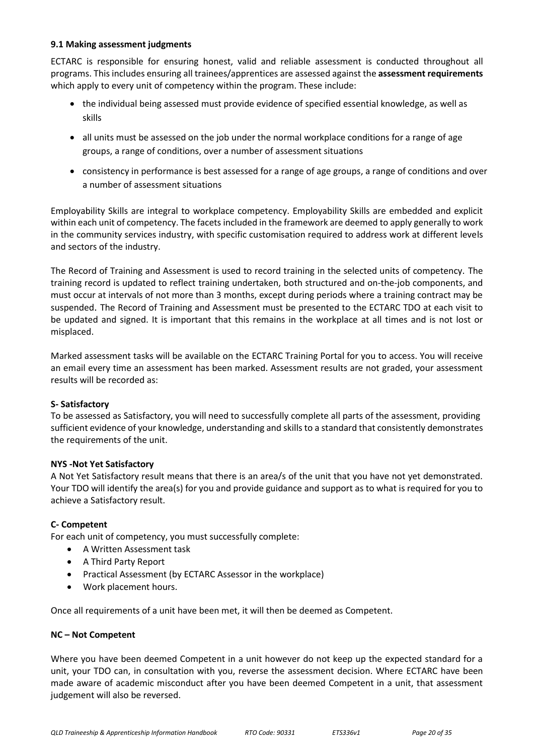### 9.1 Making assessment judgments

ECTARC is responsible for ensuring honest, valid and reliable assessment is conducted throughout all programs. This includes ensuring all trainees/apprentices are assessed against the **assessment requirements** which apply to every unit of competency within the program. These include:

- the individual being assessed must provide evidence of specified essential knowledge, as well as skills
- all units must be assessed on the job under the normal workplace conditions for a range of age groups, a range of conditions, over a number of assessment situations
- consistency in performance is best assessed for a range of age groups, a range of conditions and over a number of assessment situations

Employability Skills are integral to workplace competency. Employability Skills are embedded and explicit within each unit of competency. The facets included in the framework are deemed to apply generally to work in the community services industry, with specific customisation required to address work at different levels and sectors of the industry.

The Record of Training and Assessment is used to record training in the selected units of competency. The training record is updated to reflect training undertaken, both structured and on-the-job components, and must occur at intervals of not more than 3 months, except during periods where a training contract may be suspended. The Record of Training and Assessment must be presented to the ECTARC TDO at each visit to be updated and signed. It is important that this remains in the workplace at all times and is not lost or misplaced.

Marked assessment tasks will be available on the ECTARC Training Portal for you to access. You will receive an email every time an assessment has been marked. Assessment results are not graded, your assessment results will be recorded as:

**S- Satisfactory**
To be assessed as Satisfactory, you will need to successfully complete all parts of the assessment, providing sufficient evidence of your knowledge, understanding and skills to a standard that consistently demonstrates the requirements of the unit.

**NYS -Not Yet Satisfactory**
A Not Yet Satisfactory result means that there is an area/s of the unit that you have not yet demonstrated. Your TDO will identify the area(s) for you and provide guidance and support as to what is required for you to achieve a Satisfactory result.

**C- Competent**
For each unit of competency, you must successfully complete:

- A Written Assessment task
- A Third Party Report
- Practical Assessment (by ECTARC Assessor in the workplace)
- Work placement hours.

Once all requirements of a unit have been met, it will then be deemed as Competent.

**NC – Not Competent**

Where you have been deemed Competent in a unit however do not keep up the expected standard for a unit, your TDO can, in consultation with you, reverse the assessment decision. Where ECTARC have been made aware of academic misconduct after you have been deemed Competent in a unit, that assessment judgement will also be reversed.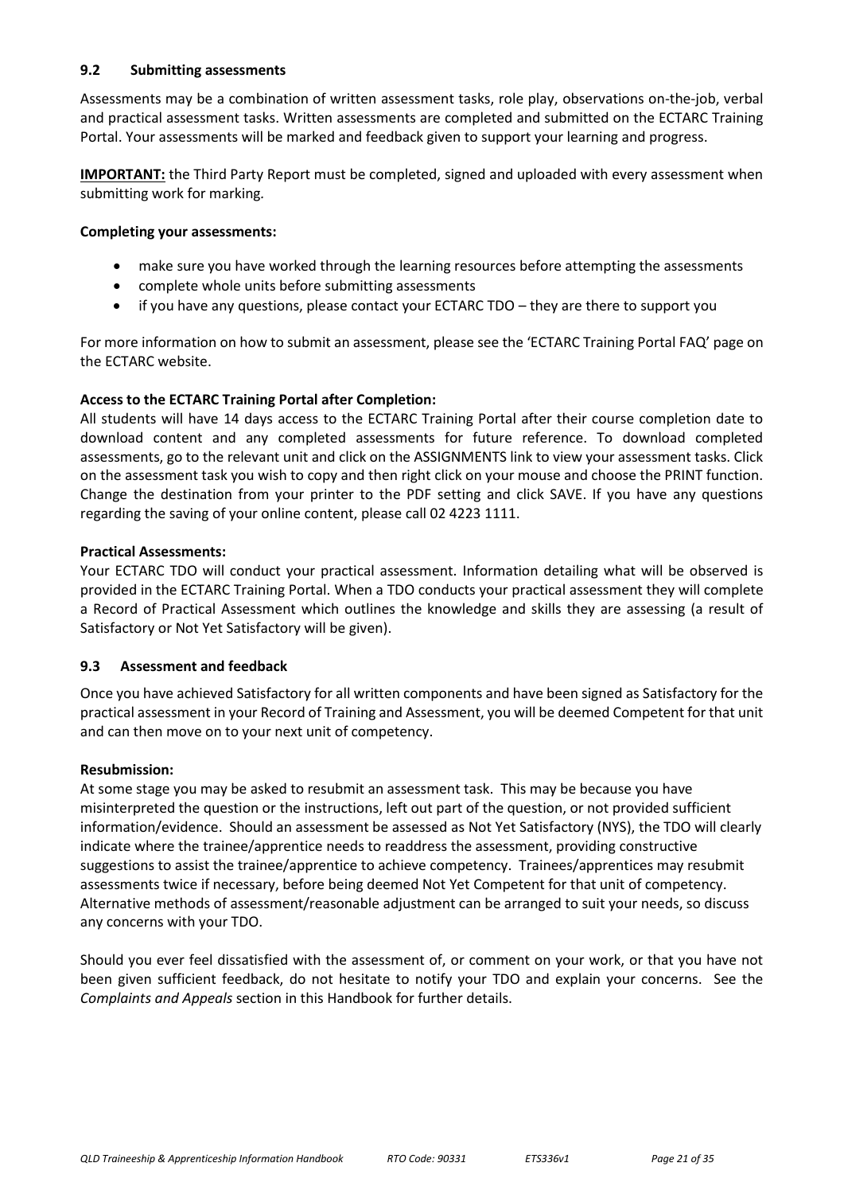## 9.2 Submitting assessments

Assessments may be a combination of written assessment tasks, role play, observations on-the-job, verbal and practical assessment tasks. Written assessments are completed and submitted on the ECTARC Training Portal. Your assessments will be marked and feedback given to support your learning and progress.

**IMPORTANT:** the Third Party Report must be completed, signed and uploaded with every assessment when submitting work for marking.

**Completing your assessments:**

- make sure you have worked through the learning resources before attempting the assessments
- complete whole units before submitting assessments
- if you have any questions, please contact your ECTARC TDO – they are there to support you

For more information on how to submit an assessment, please see the 'ECTARC Training Portal FAQ' page on the ECTARC website.

**Access to the ECTARC Training Portal after Completion:**
All students will have 14 days access to the ECTARC Training Portal after their course completion date to download content and any completed assessments for future reference. To download completed assessments, go to the relevant unit and click on the ASSIGNMENTS link to view your assessment tasks. Click on the assessment task you wish to copy and then right click on your mouse and choose the PRINT function. Change the destination from your printer to the PDF setting and click SAVE. If you have any questions regarding the saving of your online content, please call 02 4223 1111.

**Practical Assessments:**
Your ECTARC TDO will conduct your practical assessment. Information detailing what will be observed is provided in the ECTARC Training Portal. When a TDO conducts your practical assessment they will complete a Record of Practical Assessment which outlines the knowledge and skills they are assessing (a result of Satisfactory or Not Yet Satisfactory will be given).

## 9.3 Assessment and feedback

Once you have achieved Satisfactory for all written components and have been signed as Satisfactory for the practical assessment in your Record of Training and Assessment, you will be deemed Competent for that unit and can then move on to your next unit of competency.

**Resubmission:**
At some stage you may be asked to resubmit an assessment task. This may be because you have misinterpreted the question or the instructions, left out part of the question, or not provided sufficient information/evidence. Should an assessment be assessed as Not Yet Satisfactory (NYS), the TDO will clearly indicate where the trainee/apprentice needs to readdress the assessment, providing constructive suggestions to assist the trainee/apprentice to achieve competency. Trainees/apprentices may resubmit assessments twice if necessary, before being deemed Not Yet Competent for that unit of competency. Alternative methods of assessment/reasonable adjustment can be arranged to suit your needs, so discuss any concerns with your TDO.

Should you ever feel dissatisfied with the assessment of, or comment on your work, or that you have not been given sufficient feedback, do not hesitate to notify your TDO and explain your concerns. See the *Complaints and Appeals* section in this Handbook for further details.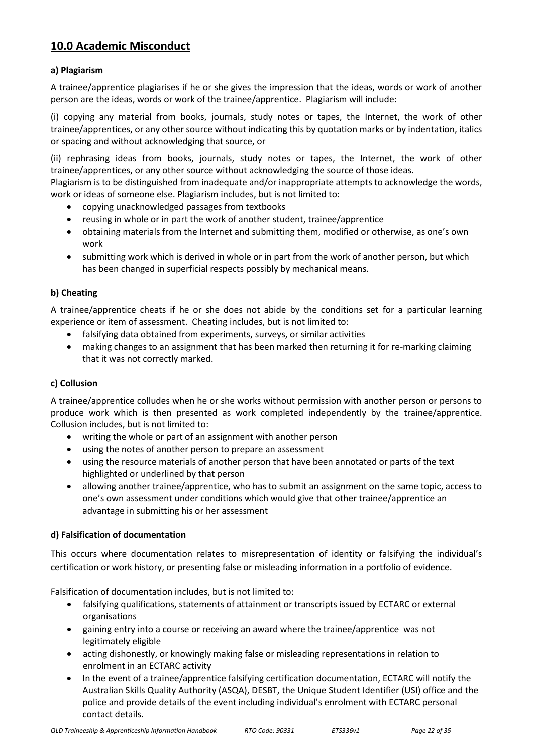## 10.0 Academic Misconduct

**a) Plagiarism**

A trainee/apprentice plagiarises if he or she gives the impression that the ideas, words or work of another person are the ideas, words or work of the trainee/apprentice. Plagiarism will include:

(i) copying any material from books, journals, study notes or tapes, the Internet, the work of other trainee/apprentices, or any other source without indicating this by quotation marks or by indentation, italics or spacing and without acknowledging that source, or

(ii) rephrasing ideas from books, journals, study notes or tapes, the Internet, the work of other trainee/apprentices, or any other source without acknowledging the source of those ideas.
Plagiarism is to be distinguished from inadequate and/or inappropriate attempts to acknowledge the words, work or ideas of someone else. Plagiarism includes, but is not limited to:

- copying unacknowledged passages from textbooks
- reusing in whole or in part the work of another student, trainee/apprentice
- obtaining materials from the Internet and submitting them, modified or otherwise, as one's own work
- submitting work which is derived in whole or in part from the work of another person, but which has been changed in superficial respects possibly by mechanical means.

**b) Cheating**

A trainee/apprentice cheats if he or she does not abide by the conditions set for a particular learning experience or item of assessment. Cheating includes, but is not limited to:

- falsifying data obtained from experiments, surveys, or similar activities
- making changes to an assignment that has been marked then returning it for re-marking claiming that it was not correctly marked.

**c) Collusion**

A trainee/apprentice colludes when he or she works without permission with another person or persons to produce work which is then presented as work completed independently by the trainee/apprentice. Collusion includes, but is not limited to:

- writing the whole or part of an assignment with another person
- using the notes of another person to prepare an assessment
- using the resource materials of another person that have been annotated or parts of the text highlighted or underlined by that person
- allowing another trainee/apprentice, who has to submit an assignment on the same topic, access to one's own assessment under conditions which would give that other trainee/apprentice an advantage in submitting his or her assessment

**d) Falsification of documentation**

This occurs where documentation relates to misrepresentation of identity or falsifying the individual's certification or work history, or presenting false or misleading information in a portfolio of evidence.

Falsification of documentation includes, but is not limited to:

- falsifying qualifications, statements of attainment or transcripts issued by ECTARC or external organisations
- gaining entry into a course or receiving an award where the trainee/apprentice was not legitimately eligible
- acting dishonestly, or knowingly making false or misleading representations in relation to enrolment in an ECTARC activity
- In the event of a trainee/apprentice falsifying certification documentation, ECTARC will notify the Australian Skills Quality Authority (ASQA), DESBT, the Unique Student Identifier (USI) office and the police and provide details of the event including individual's enrolment with ECTARC personal contact details.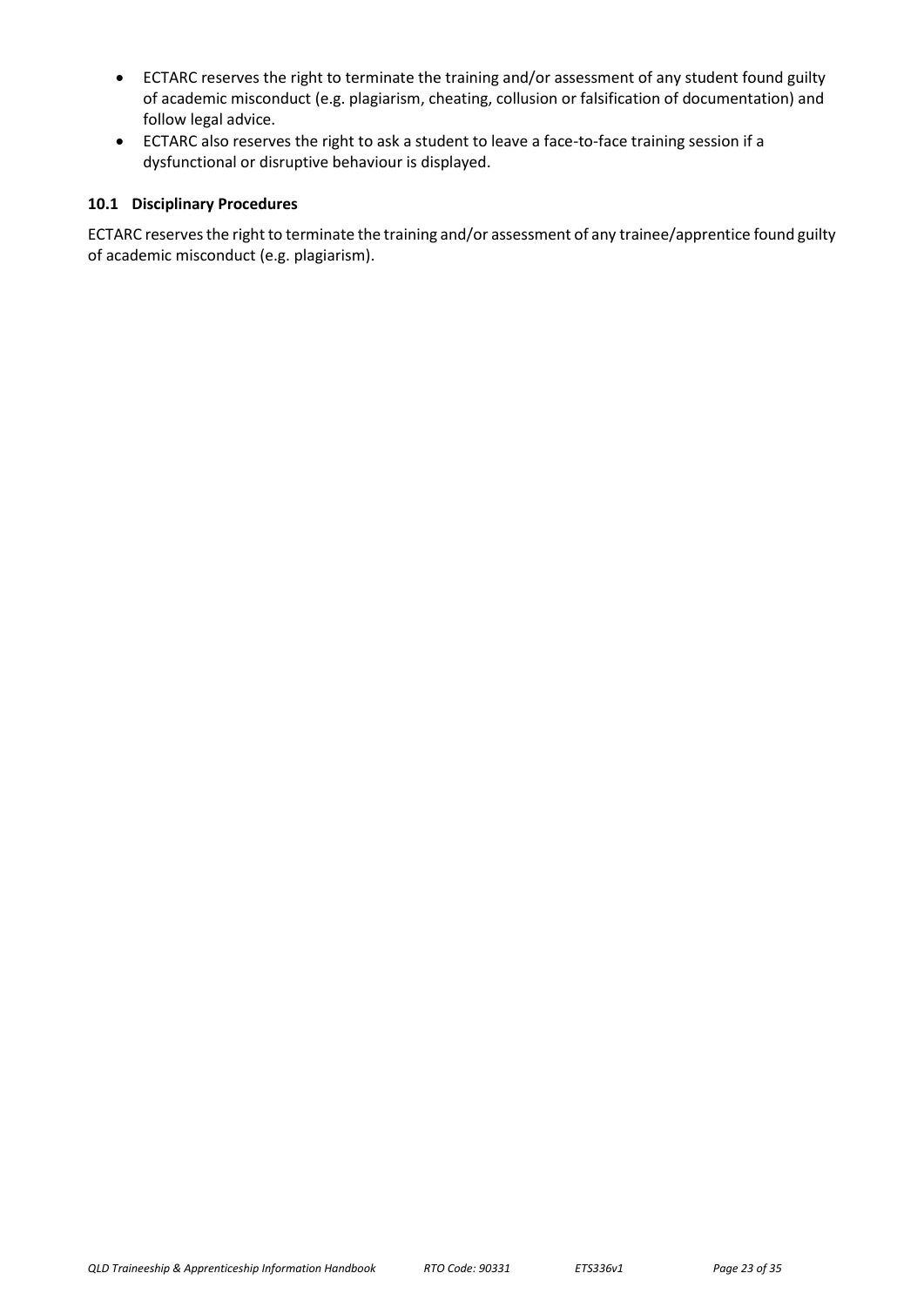- ECTARC reserves the right to terminate the training and/or assessment of any student found guilty of academic misconduct (e.g. plagiarism, cheating, collusion or falsification of documentation) and follow legal advice.
- ECTARC also reserves the right to ask a student to leave a face-to-face training session if a dysfunctional or disruptive behaviour is displayed.

### 10.1 Disciplinary Procedures

ECTARC reserves the right to terminate the training and/or assessment of any trainee/apprentice found guilty of academic misconduct (e.g. plagiarism).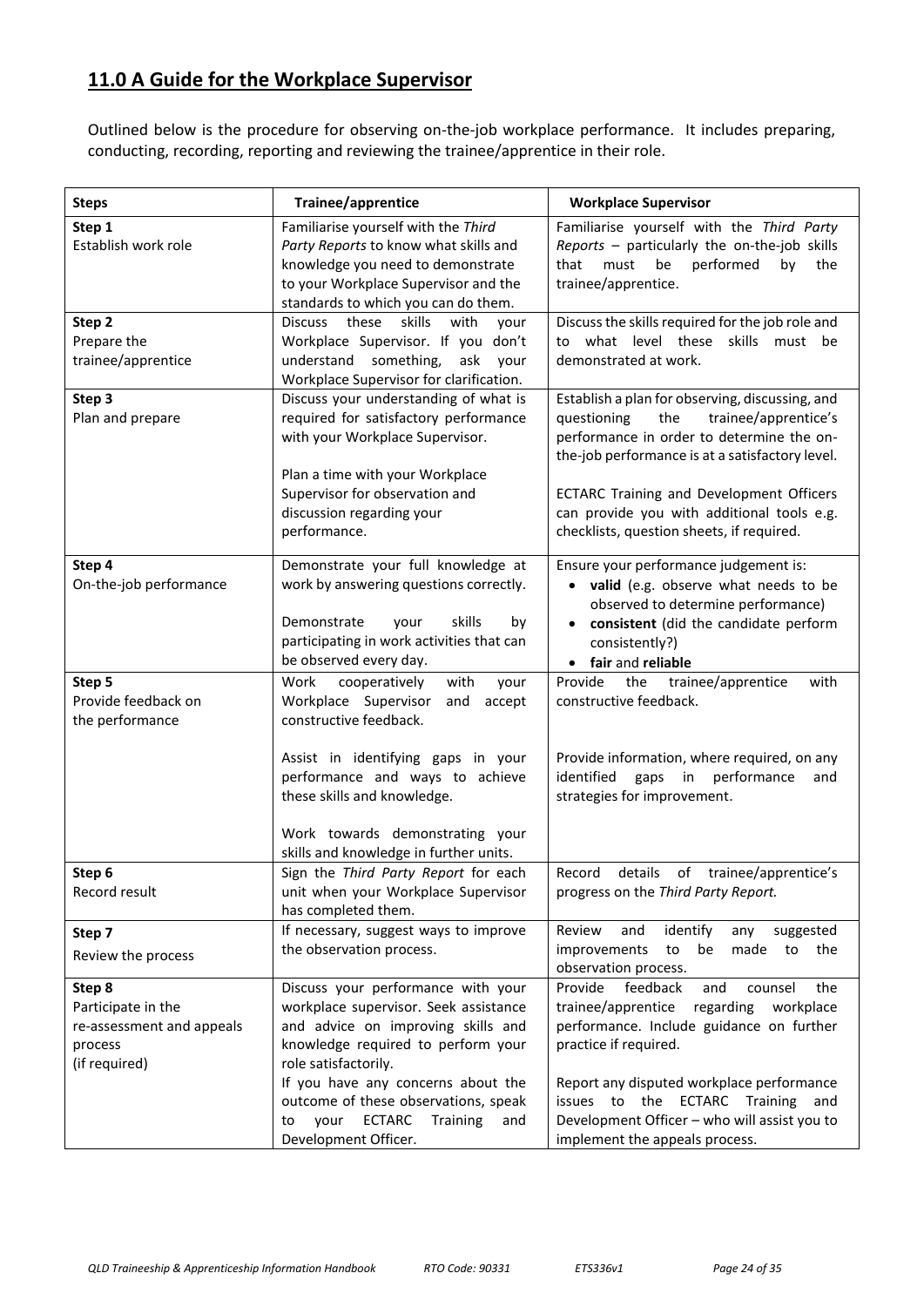## 11.0 A Guide for the Workplace Supervisor

Outlined below is the procedure for observing on-the-job workplace performance. It includes preparing, conducting, recording, reporting and reviewing the trainee/apprentice in their role.

| Steps | Trainee/apprentice | Workplace Supervisor |
|---|---|---|
| **Step 1**<br>Establish work role | Familiarise yourself with the *Third Party Reports* to know what skills and knowledge you need to demonstrate to your Workplace Supervisor and the standards to which you can do them. | Familiarise yourself with the *Third Party Reports* – particularly the on-the-job skills that must be performed by the trainee/apprentice. |
| **Step 2**<br>Prepare the trainee/apprentice | Discuss these skills with your Workplace Supervisor. If you don't understand something, ask your Workplace Supervisor for clarification. | Discuss the skills required for the job role and to what level these skills must be demonstrated at work. |
| **Step 3**<br>Plan and prepare | Discuss your understanding of what is required for satisfactory performance with your Workplace Supervisor.<br><br>Plan a time with your Workplace Supervisor for observation and discussion regarding your performance. | Establish a plan for observing, discussing, and questioning the trainee/apprentice's performance in order to determine the on-the-job performance is at a satisfactory level.<br><br>ECTARC Training and Development Officers can provide you with additional tools e.g. checklists, question sheets, if required. |
| **Step 4**<br>On-the-job performance | Demonstrate your full knowledge at work by answering questions correctly.<br><br>Demonstrate your skills by participating in work activities that can be observed every day. | Ensure your performance judgement is:<br>• **valid** (e.g. observe what needs to be observed to determine performance)<br>• **consistent** (did the candidate perform consistently?)<br>• **fair** and **reliable** |
| **Step 5**<br>Provide feedback on the performance | Work cooperatively with your Workplace Supervisor and accept constructive feedback.<br><br>Assist in identifying gaps in your performance and ways to achieve these skills and knowledge.<br><br>Work towards demonstrating your skills and knowledge in further units. | Provide the trainee/apprentice with constructive feedback.<br><br>Provide information, where required, on any identified gaps in performance and strategies for improvement. |
| **Step 6**<br>Record result | Sign the *Third Party Report* for each unit when your Workplace Supervisor has completed them. | Record details of trainee/apprentice's progress on the *Third Party Report.* |
| **Step 7**<br>Review the process | If necessary, suggest ways to improve the observation process. | Review and identify any suggested improvements to be made to the observation process. |
| **Step 8**<br>Participate in the re-assessment and appeals process<br>(if required) | Discuss your performance with your workplace supervisor. Seek assistance and advice on improving skills and knowledge required to perform your role satisfactorily.<br>If you have any concerns about the outcome of these observations, speak to your ECTARC Training and Development Officer. | Provide feedback and counsel the trainee/apprentice regarding workplace performance. Include guidance on further practice if required.<br><br>Report any disputed workplace performance issues to the ECTARC Training and Development Officer – who will assist you to implement the appeals process. |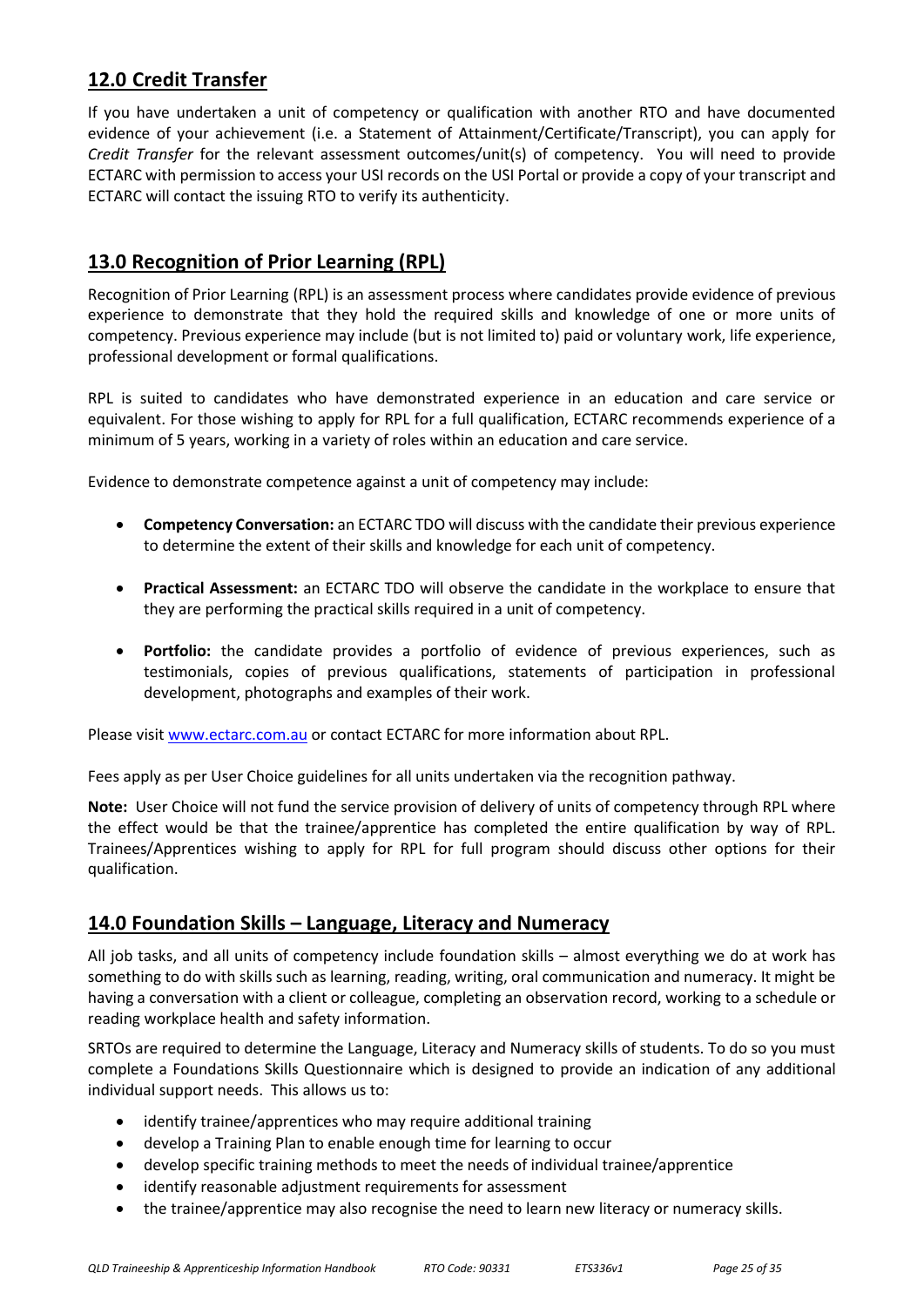## 12.0 Credit Transfer

If you have undertaken a unit of competency or qualification with another RTO and have documented evidence of your achievement (i.e. a Statement of Attainment/Certificate/Transcript), you can apply for *Credit Transfer* for the relevant assessment outcomes/unit(s) of competency. You will need to provide ECTARC with permission to access your USI records on the USI Portal or provide a copy of your transcript and ECTARC will contact the issuing RTO to verify its authenticity.

## 13.0 Recognition of Prior Learning (RPL)

Recognition of Prior Learning (RPL) is an assessment process where candidates provide evidence of previous experience to demonstrate that they hold the required skills and knowledge of one or more units of competency. Previous experience may include (but is not limited to) paid or voluntary work, life experience, professional development or formal qualifications.

RPL is suited to candidates who have demonstrated experience in an education and care service or equivalent. For those wishing to apply for RPL for a full qualification, ECTARC recommends experience of a minimum of 5 years, working in a variety of roles within an education and care service.

Evidence to demonstrate competence against a unit of competency may include:

- **Competency Conversation:** an ECTARC TDO will discuss with the candidate their previous experience to determine the extent of their skills and knowledge for each unit of competency.
- **Practical Assessment:** an ECTARC TDO will observe the candidate in the workplace to ensure that they are performing the practical skills required in a unit of competency.
- **Portfolio:** the candidate provides a portfolio of evidence of previous experiences, such as testimonials, copies of previous qualifications, statements of participation in professional development, photographs and examples of their work.

Please visit www.ectarc.com.au or contact ECTARC for more information about RPL.

Fees apply as per User Choice guidelines for all units undertaken via the recognition pathway.

**Note:** User Choice will not fund the service provision of delivery of units of competency through RPL where the effect would be that the trainee/apprentice has completed the entire qualification by way of RPL. Trainees/Apprentices wishing to apply for RPL for full program should discuss other options for their qualification.

## 14.0 Foundation Skills – Language, Literacy and Numeracy

All job tasks, and all units of competency include foundation skills – almost everything we do at work has something to do with skills such as learning, reading, writing, oral communication and numeracy. It might be having a conversation with a client or colleague, completing an observation record, working to a schedule or reading workplace health and safety information.

SRTOs are required to determine the Language, Literacy and Numeracy skills of students. To do so you must complete a Foundations Skills Questionnaire which is designed to provide an indication of any additional individual support needs. This allows us to:

- identify trainee/apprentices who may require additional training
- develop a Training Plan to enable enough time for learning to occur
- develop specific training methods to meet the needs of individual trainee/apprentice
- identify reasonable adjustment requirements for assessment
- the trainee/apprentice may also recognise the need to learn new literacy or numeracy skills.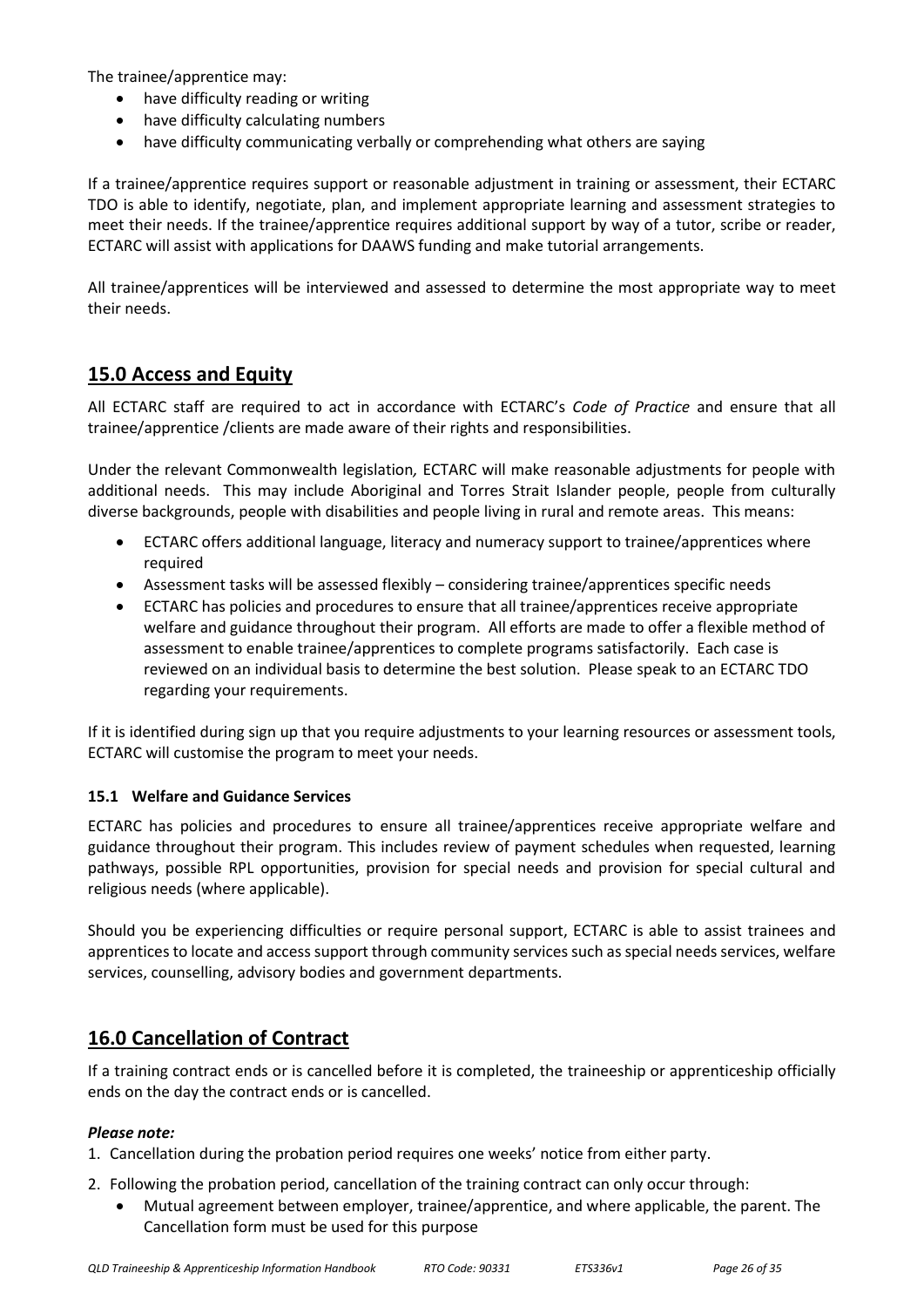The trainee/apprentice may:

- have difficulty reading or writing
- have difficulty calculating numbers
- have difficulty communicating verbally or comprehending what others are saying

If a trainee/apprentice requires support or reasonable adjustment in training or assessment, their ECTARC TDO is able to identify, negotiate, plan, and implement appropriate learning and assessment strategies to meet their needs. If the trainee/apprentice requires additional support by way of a tutor, scribe or reader, ECTARC will assist with applications for DAAWS funding and make tutorial arrangements.

All trainee/apprentices will be interviewed and assessed to determine the most appropriate way to meet their needs.

## 15.0 Access and Equity

All ECTARC staff are required to act in accordance with ECTARC's *Code of Practice* and ensure that all trainee/apprentice /clients are made aware of their rights and responsibilities.

Under the relevant Commonwealth legislation*,* ECTARC will make reasonable adjustments for people with additional needs. This may include Aboriginal and Torres Strait Islander people, people from culturally diverse backgrounds, people with disabilities and people living in rural and remote areas. This means:

- ECTARC offers additional language, literacy and numeracy support to trainee/apprentices where required
- Assessment tasks will be assessed flexibly – considering trainee/apprentices specific needs
- ECTARC has policies and procedures to ensure that all trainee/apprentices receive appropriate welfare and guidance throughout their program. All efforts are made to offer a flexible method of assessment to enable trainee/apprentices to complete programs satisfactorily. Each case is reviewed on an individual basis to determine the best solution. Please speak to an ECTARC TDO regarding your requirements.

If it is identified during sign up that you require adjustments to your learning resources or assessment tools, ECTARC will customise the program to meet your needs.

### 15.1 Welfare and Guidance Services

ECTARC has policies and procedures to ensure all trainee/apprentices receive appropriate welfare and guidance throughout their program. This includes review of payment schedules when requested, learning pathways, possible RPL opportunities, provision for special needs and provision for special cultural and religious needs (where applicable).

Should you be experiencing difficulties or require personal support, ECTARC is able to assist trainees and apprentices to locate and access support through community services such as special needs services, welfare services, counselling, advisory bodies and government departments.

## 16.0 Cancellation of Contract

If a training contract ends or is cancelled before it is completed, the traineeship or apprenticeship officially ends on the day the contract ends or is cancelled.

***Please note:***

1. Cancellation during the probation period requires one weeks' notice from either party.
2. Following the probation period, cancellation of the training contract can only occur through:
   - Mutual agreement between employer, trainee/apprentice, and where applicable, the parent. The Cancellation form must be used for this purpose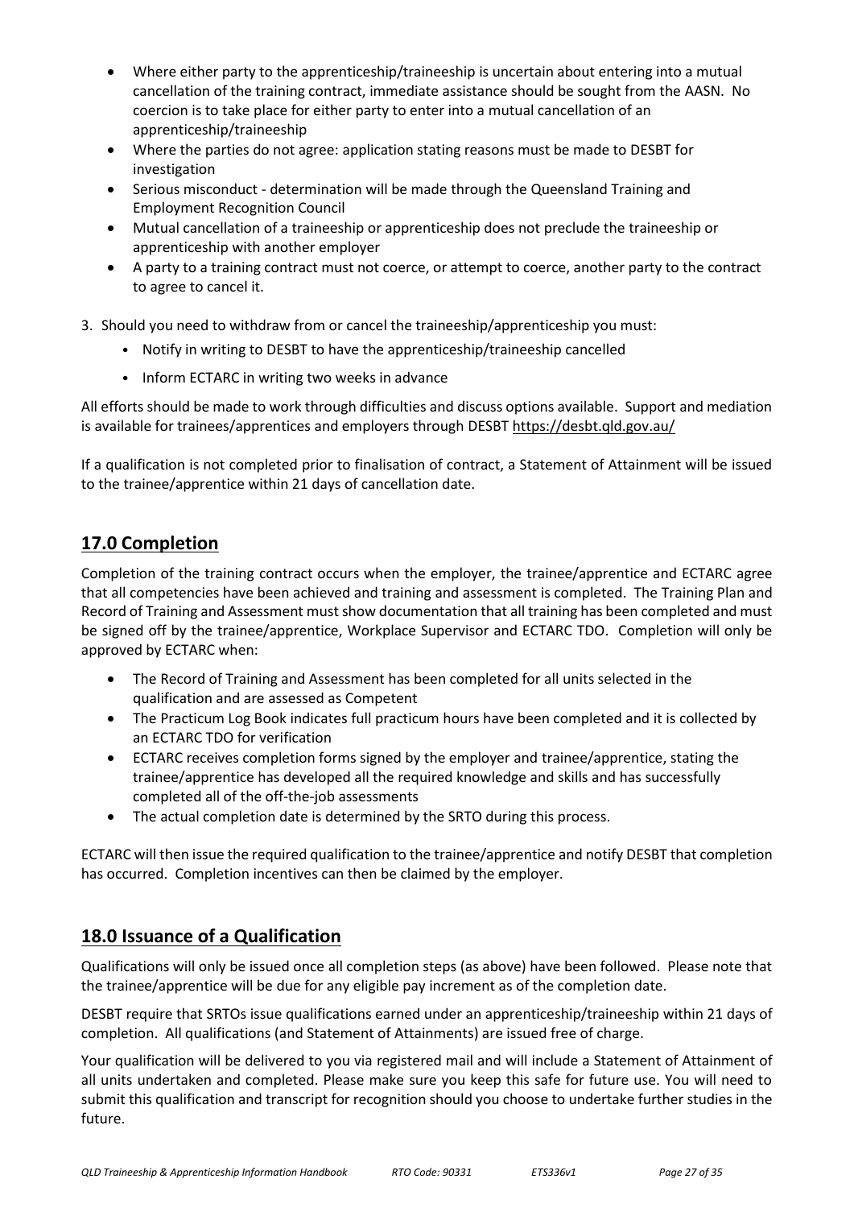- Where either party to the apprenticeship/traineeship is uncertain about entering into a mutual cancellation of the training contract, immediate assistance should be sought from the AASN. No coercion is to take place for either party to enter into a mutual cancellation of an apprenticeship/traineeship
- Where the parties do not agree: application stating reasons must be made to DESBT for investigation
- Serious misconduct - determination will be made through the Queensland Training and Employment Recognition Council
- Mutual cancellation of a traineeship or apprenticeship does not preclude the traineeship or apprenticeship with another employer
- A party to a training contract must not coerce, or attempt to coerce, another party to the contract to agree to cancel it.

3. Should you need to withdraw from or cancel the traineeship/apprenticeship you must:
   - Notify in writing to DESBT to have the apprenticeship/traineeship cancelled
   - Inform ECTARC in writing two weeks in advance

All efforts should be made to work through difficulties and discuss options available. Support and mediation is available for trainees/apprentices and employers through DESBT https://desbt.qld.gov.au/

If a qualification is not completed prior to finalisation of contract, a Statement of Attainment will be issued to the trainee/apprentice within 21 days of cancellation date.

## 17.0 Completion

Completion of the training contract occurs when the employer, the trainee/apprentice and ECTARC agree that all competencies have been achieved and training and assessment is completed. The Training Plan and Record of Training and Assessment must show documentation that all training has been completed and must be signed off by the trainee/apprentice, Workplace Supervisor and ECTARC TDO. Completion will only be approved by ECTARC when:

- The Record of Training and Assessment has been completed for all units selected in the qualification and are assessed as Competent
- The Practicum Log Book indicates full practicum hours have been completed and it is collected by an ECTARC TDO for verification
- ECTARC receives completion forms signed by the employer and trainee/apprentice, stating the trainee/apprentice has developed all the required knowledge and skills and has successfully completed all of the off-the-job assessments
- The actual completion date is determined by the SRTO during this process.

ECTARC will then issue the required qualification to the trainee/apprentice and notify DESBT that completion has occurred. Completion incentives can then be claimed by the employer.

## 18.0 Issuance of a Qualification

Qualifications will only be issued once all completion steps (as above) have been followed. Please note that the trainee/apprentice will be due for any eligible pay increment as of the completion date.

DESBT require that SRTOs issue qualifications earned under an apprenticeship/traineeship within 21 days of completion. All qualifications (and Statement of Attainments) are issued free of charge.

Your qualification will be delivered to you via registered mail and will include a Statement of Attainment of all units undertaken and completed. Please make sure you keep this safe for future use. You will need to submit this qualification and transcript for recognition should you choose to undertake further studies in the future.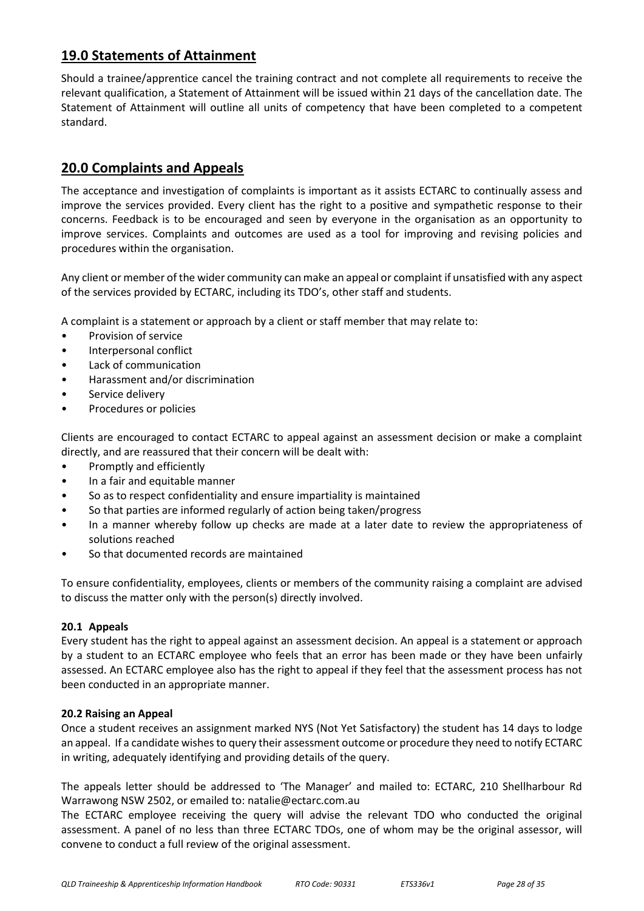## 19.0 Statements of Attainment

Should a trainee/apprentice cancel the training contract and not complete all requirements to receive the relevant qualification, a Statement of Attainment will be issued within 21 days of the cancellation date. The Statement of Attainment will outline all units of competency that have been completed to a competent standard.

## 20.0 Complaints and Appeals

The acceptance and investigation of complaints is important as it assists ECTARC to continually assess and improve the services provided. Every client has the right to a positive and sympathetic response to their concerns. Feedback is to be encouraged and seen by everyone in the organisation as an opportunity to improve services. Complaints and outcomes are used as a tool for improving and revising policies and procedures within the organisation.

Any client or member of the wider community can make an appeal or complaint if unsatisfied with any aspect of the services provided by ECTARC, including its TDO's, other staff and students.

A complaint is a statement or approach by a client or staff member that may relate to:

- Provision of service
- Interpersonal conflict
- Lack of communication
- Harassment and/or discrimination
- Service delivery
- Procedures or policies

Clients are encouraged to contact ECTARC to appeal against an assessment decision or make a complaint directly, and are reassured that their concern will be dealt with:

- Promptly and efficiently
- In a fair and equitable manner
- So as to respect confidentiality and ensure impartiality is maintained
- So that parties are informed regularly of action being taken/progress
- In a manner whereby follow up checks are made at a later date to review the appropriateness of solutions reached
- So that documented records are maintained

To ensure confidentiality, employees, clients or members of the community raising a complaint are advised to discuss the matter only with the person(s) directly involved.

### 20.1 Appeals

Every student has the right to appeal against an assessment decision. An appeal is a statement or approach by a student to an ECTARC employee who feels that an error has been made or they have been unfairly assessed. An ECTARC employee also has the right to appeal if they feel that the assessment process has not been conducted in an appropriate manner.

### 20.2 Raising an Appeal

Once a student receives an assignment marked NYS (Not Yet Satisfactory) the student has 14 days to lodge an appeal. If a candidate wishes to query their assessment outcome or procedure they need to notify ECTARC in writing, adequately identifying and providing details of the query.

The appeals letter should be addressed to 'The Manager' and mailed to: ECTARC, 210 Shellharbour Rd Warrawong NSW 2502, or emailed to: natalie@ectarc.com.au

The ECTARC employee receiving the query will advise the relevant TDO who conducted the original assessment. A panel of no less than three ECTARC TDOs, one of whom may be the original assessor, will convene to conduct a full review of the original assessment.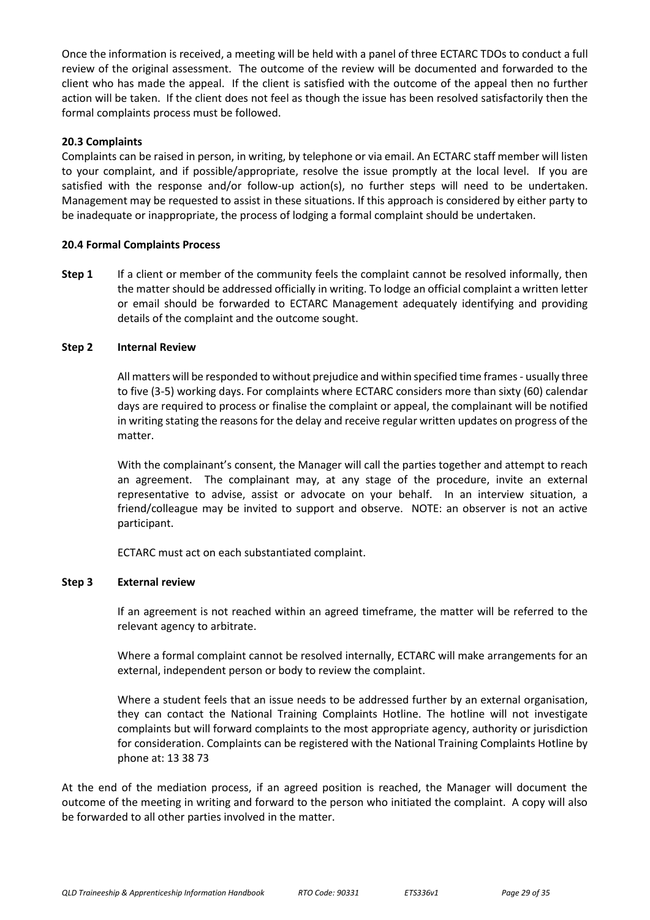Once the information is received, a meeting will be held with a panel of three ECTARC TDOs to conduct a full review of the original assessment. The outcome of the review will be documented and forwarded to the client who has made the appeal. If the client is satisfied with the outcome of the appeal then no further action will be taken. If the client does not feel as though the issue has been resolved satisfactorily then the formal complaints process must be followed.

**20.3 Complaints**

Complaints can be raised in person, in writing, by telephone or via email. An ECTARC staff member will listen to your complaint, and if possible/appropriate, resolve the issue promptly at the local level. If you are satisfied with the response and/or follow-up action(s), no further steps will need to be undertaken. Management may be requested to assist in these situations. If this approach is considered by either party to be inadequate or inappropriate, the process of lodging a formal complaint should be undertaken.

**20.4 Formal Complaints Process**

**Step 1** If a client or member of the community feels the complaint cannot be resolved informally, then the matter should be addressed officially in writing. To lodge an official complaint a written letter or email should be forwarded to ECTARC Management adequately identifying and providing details of the complaint and the outcome sought.

**Step 2 Internal Review**

All matters will be responded to without prejudice and within specified time frames - usually three to five (3-5) working days. For complaints where ECTARC considers more than sixty (60) calendar days are required to process or finalise the complaint or appeal, the complainant will be notified in writing stating the reasons for the delay and receive regular written updates on progress of the matter.

With the complainant's consent, the Manager will call the parties together and attempt to reach an agreement. The complainant may, at any stage of the procedure, invite an external representative to advise, assist or advocate on your behalf. In an interview situation, a friend/colleague may be invited to support and observe. NOTE: an observer is not an active participant.

ECTARC must act on each substantiated complaint.

**Step 3 External review**

If an agreement is not reached within an agreed timeframe, the matter will be referred to the relevant agency to arbitrate.

Where a formal complaint cannot be resolved internally, ECTARC will make arrangements for an external, independent person or body to review the complaint.

Where a student feels that an issue needs to be addressed further by an external organisation, they can contact the National Training Complaints Hotline. The hotline will not investigate complaints but will forward complaints to the most appropriate agency, authority or jurisdiction for consideration. Complaints can be registered with the National Training Complaints Hotline by phone at: 13 38 73

At the end of the mediation process, if an agreed position is reached, the Manager will document the outcome of the meeting in writing and forward to the person who initiated the complaint. A copy will also be forwarded to all other parties involved in the matter.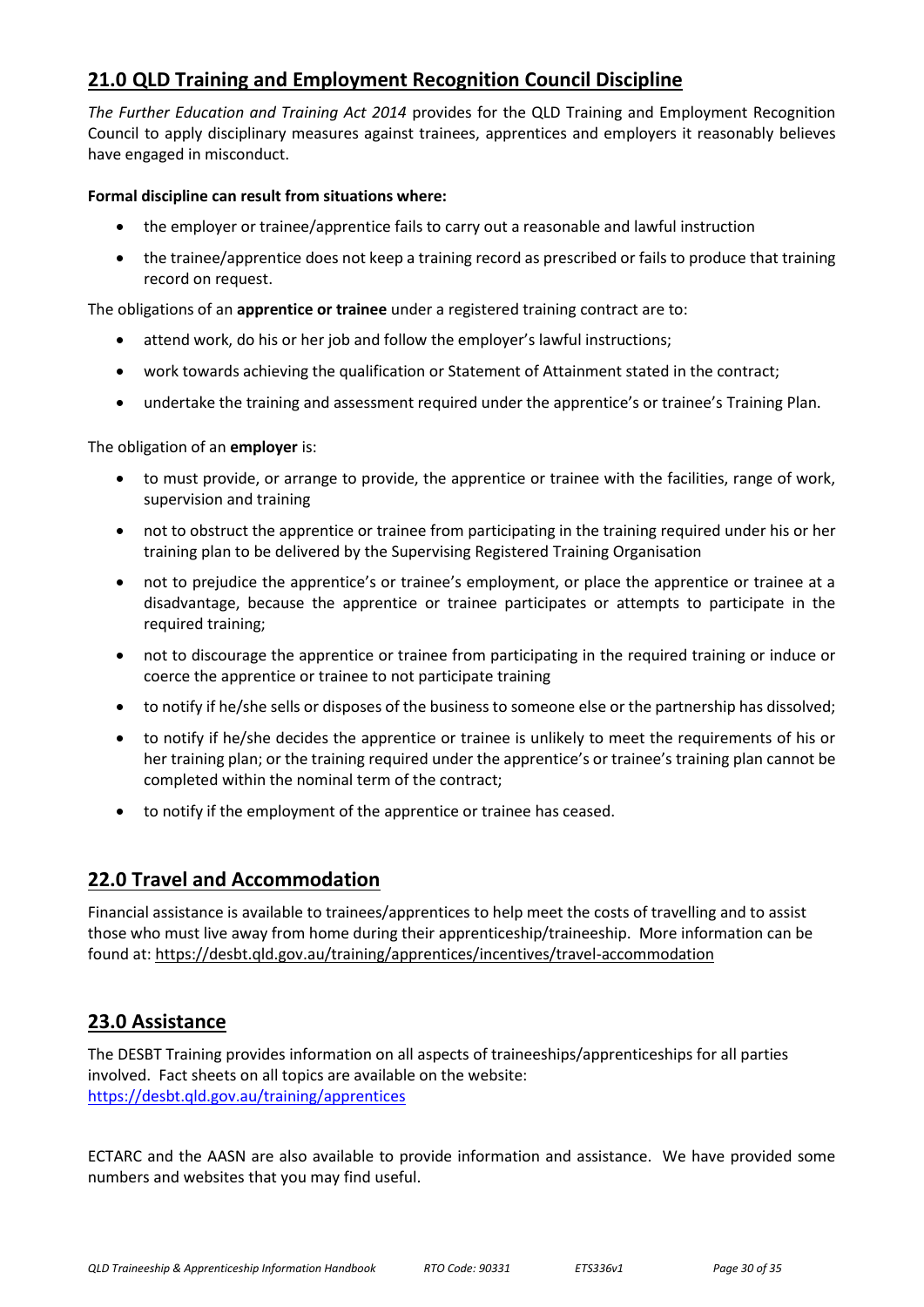## 21.0 QLD Training and Employment Recognition Council Discipline

*The Further Education and Training Act 2014* provides for the QLD Training and Employment Recognition Council to apply disciplinary measures against trainees, apprentices and employers it reasonably believes have engaged in misconduct.

**Formal discipline can result from situations where:**

- the employer or trainee/apprentice fails to carry out a reasonable and lawful instruction
- the trainee/apprentice does not keep a training record as prescribed or fails to produce that training record on request.

The obligations of an **apprentice or trainee** under a registered training contract are to:

- attend work, do his or her job and follow the employer's lawful instructions;
- work towards achieving the qualification or Statement of Attainment stated in the contract;
- undertake the training and assessment required under the apprentice's or trainee's Training Plan.

The obligation of an **employer** is:

- to must provide, or arrange to provide, the apprentice or trainee with the facilities, range of work, supervision and training
- not to obstruct the apprentice or trainee from participating in the training required under his or her training plan to be delivered by the Supervising Registered Training Organisation
- not to prejudice the apprentice's or trainee's employment, or place the apprentice or trainee at a disadvantage, because the apprentice or trainee participates or attempts to participate in the required training;
- not to discourage the apprentice or trainee from participating in the required training or induce or coerce the apprentice or trainee to not participate training
- to notify if he/she sells or disposes of the business to someone else or the partnership has dissolved;
- to notify if he/she decides the apprentice or trainee is unlikely to meet the requirements of his or her training plan; or the training required under the apprentice's or trainee's training plan cannot be completed within the nominal term of the contract;
- to notify if the employment of the apprentice or trainee has ceased.

## 22.0 Travel and Accommodation

Financial assistance is available to trainees/apprentices to help meet the costs of travelling and to assist those who must live away from home during their apprenticeship/traineeship. More information can be found at: https://desbt.qld.gov.au/training/apprentices/incentives/travel-accommodation

## 23.0 Assistance

The DESBT Training provides information on all aspects of traineeships/apprenticeships for all parties involved. Fact sheets on all topics are available on the website:
https://desbt.qld.gov.au/training/apprentices

ECTARC and the AASN are also available to provide information and assistance. We have provided some numbers and websites that you may find useful.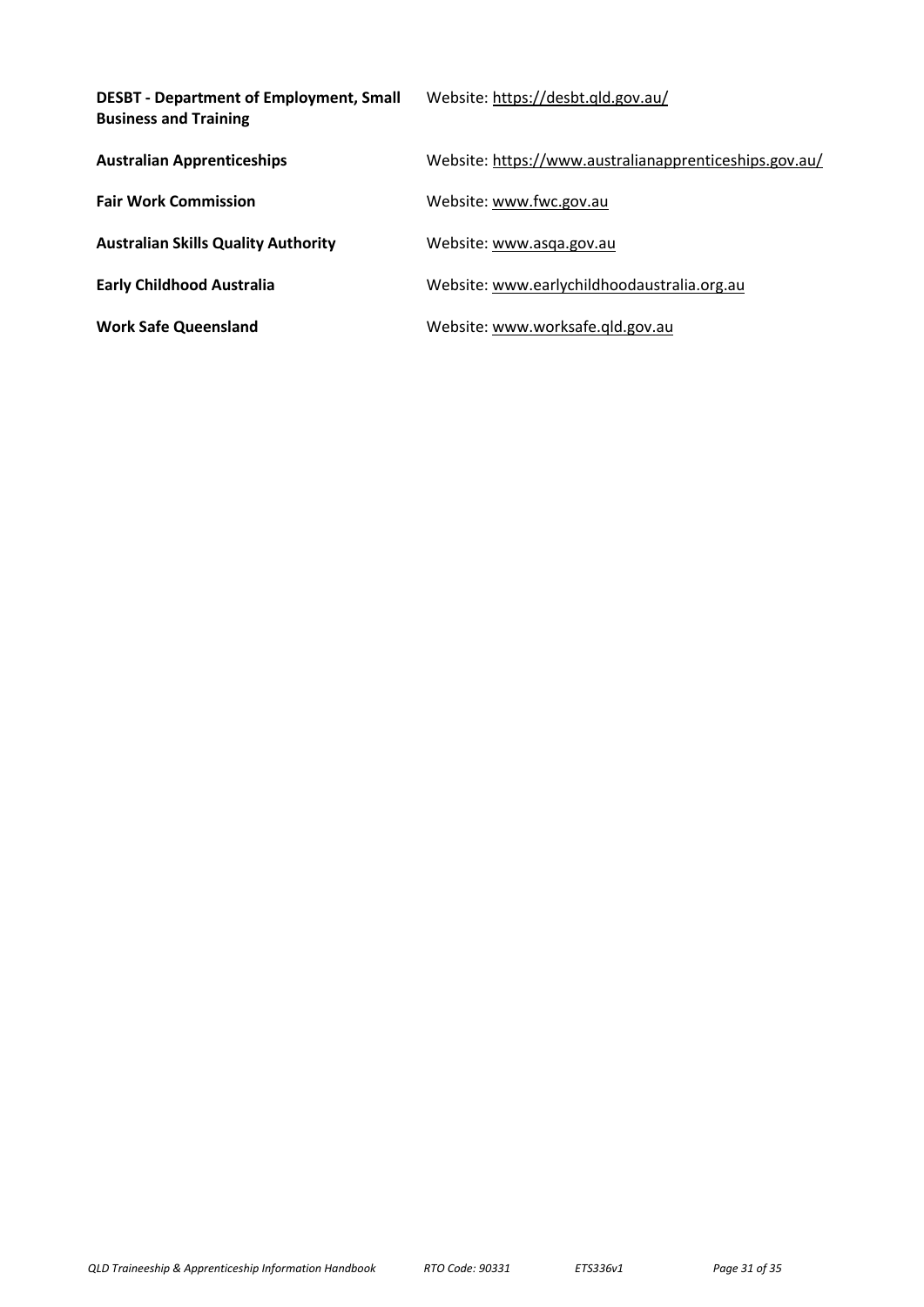**DESBT - Department of Employment, Small Business and Training** Website: https://desbt.qld.gov.au/

**Australian Apprenticeships** Website: https://www.australianapprenticeships.gov.au/

**Fair Work Commission** Website: www.fwc.gov.au

**Australian Skills Quality Authority** Website: www.asqa.gov.au

**Early Childhood Australia** Website: www.earlychildhoodaustralia.org.au

**Work Safe Queensland** Website: www.worksafe.qld.gov.au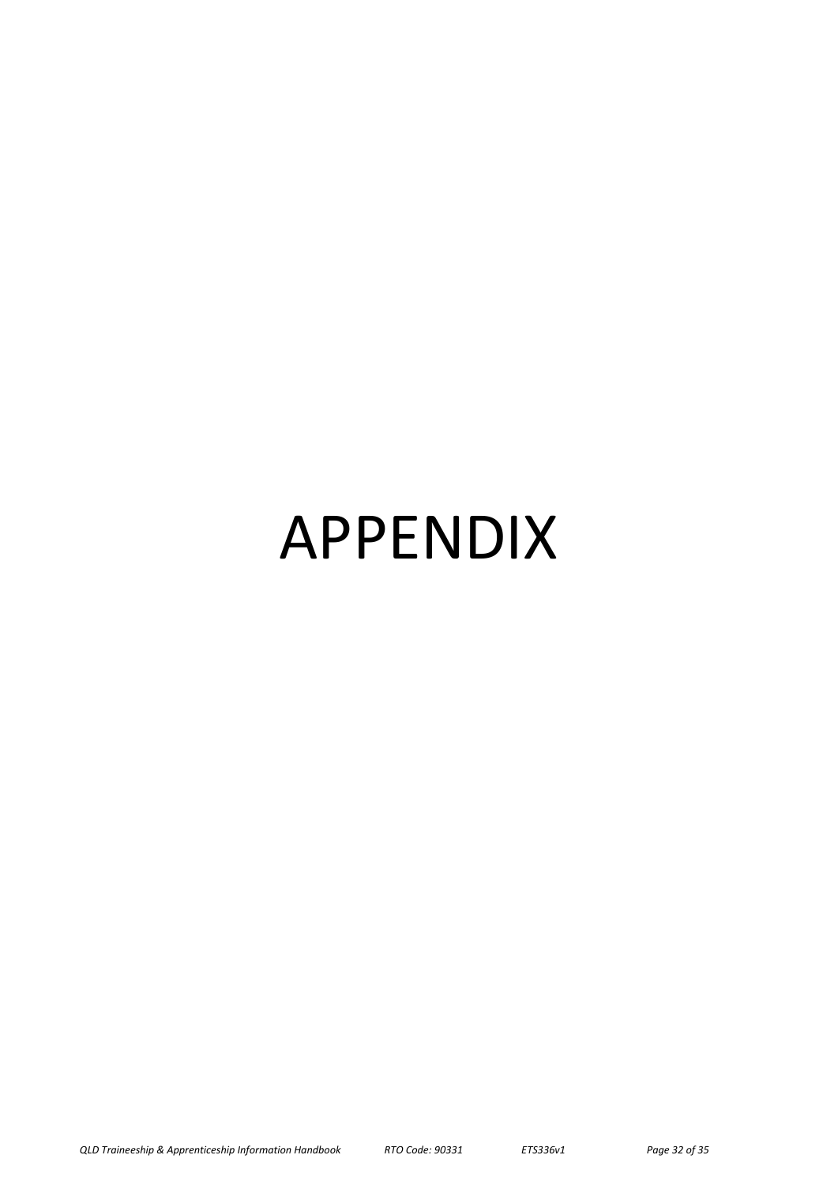# APPENDIX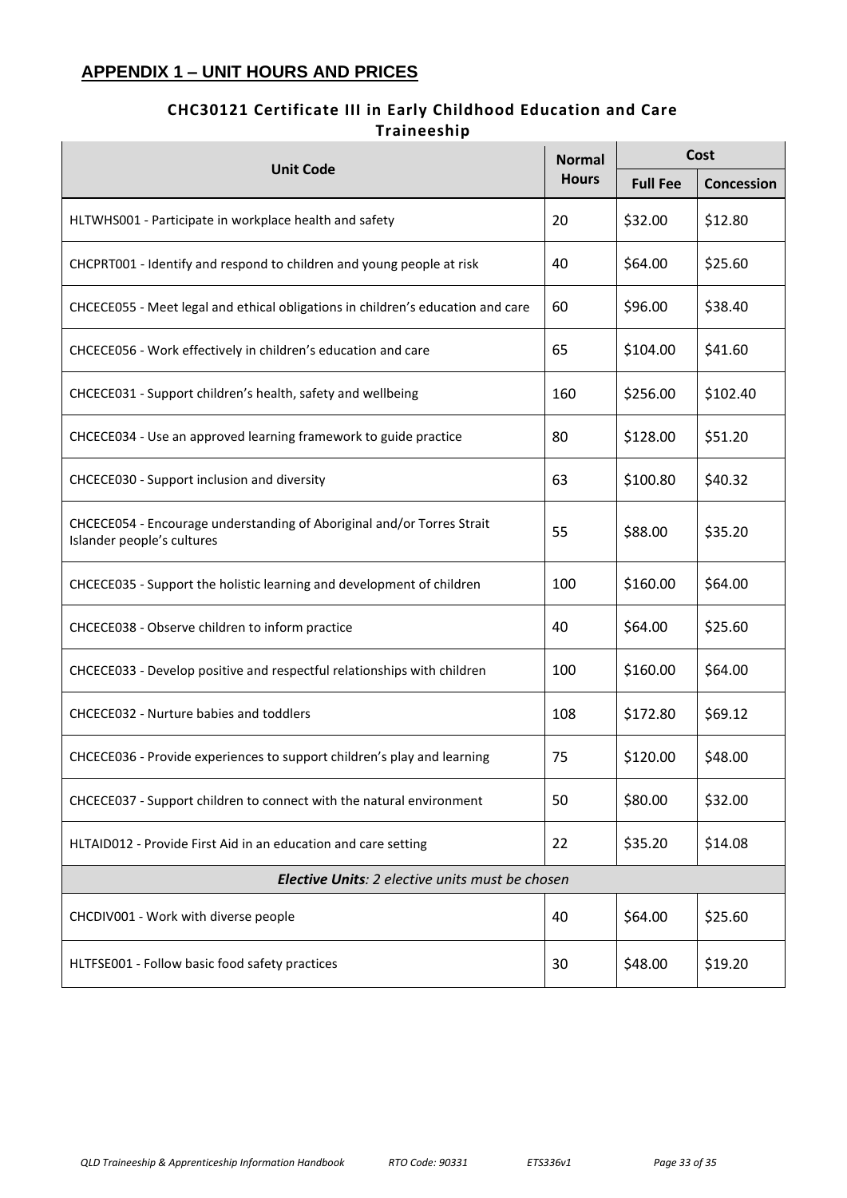## APPENDIX 1 – UNIT HOURS AND PRICES

### CHC30121 Certificate III in Early Childhood Education and Care Traineeship

| Unit Code | Normal Hours | Cost | |
|---|---|---|---|
| | | **Full Fee** | **Concession** |
| HLTWHS001 - Participate in workplace health and safety | 20 | $32.00 | $12.80 |
| CHCPRT001 - Identify and respond to children and young people at risk | 40 | $64.00 | $25.60 |
| CHCECE055 - Meet legal and ethical obligations in children's education and care | 60 | $96.00 | $38.40 |
| CHCECE056 - Work effectively in children's education and care | 65 | $104.00 | $41.60 |
| CHCECE031 - Support children's health, safety and wellbeing | 160 | $256.00 | $102.40 |
| CHCECE034 - Use an approved learning framework to guide practice | 80 | $128.00 | $51.20 |
| CHCECE030 - Support inclusion and diversity | 63 | $100.80 | $40.32 |
| CHCECE054 - Encourage understanding of Aboriginal and/or Torres Strait Islander people's cultures | 55 | $88.00 | $35.20 |
| CHCECE035 - Support the holistic learning and development of children | 100 | $160.00 | $64.00 |
| CHCECE038 - Observe children to inform practice | 40 | $64.00 | $25.60 |
| CHCECE033 - Develop positive and respectful relationships with children | 100 | $160.00 | $64.00 |
| CHCECE032 - Nurture babies and toddlers | 108 | $172.80 | $69.12 |
| CHCECE036 - Provide experiences to support children's play and learning | 75 | $120.00 | $48.00 |
| CHCECE037 - Support children to connect with the natural environment | 50 | $80.00 | $32.00 |
| HLTAID012 - Provide First Aid in an education and care setting | 22 | $35.20 | $14.08 |
| ***Elective Units**: 2 elective units must be chosen* | | | |
| CHCDIV001 - Work with diverse people | 40 | $64.00 | $25.60 |
| HLTFSE001 - Follow basic food safety practices | 30 | $48.00 | $19.20 |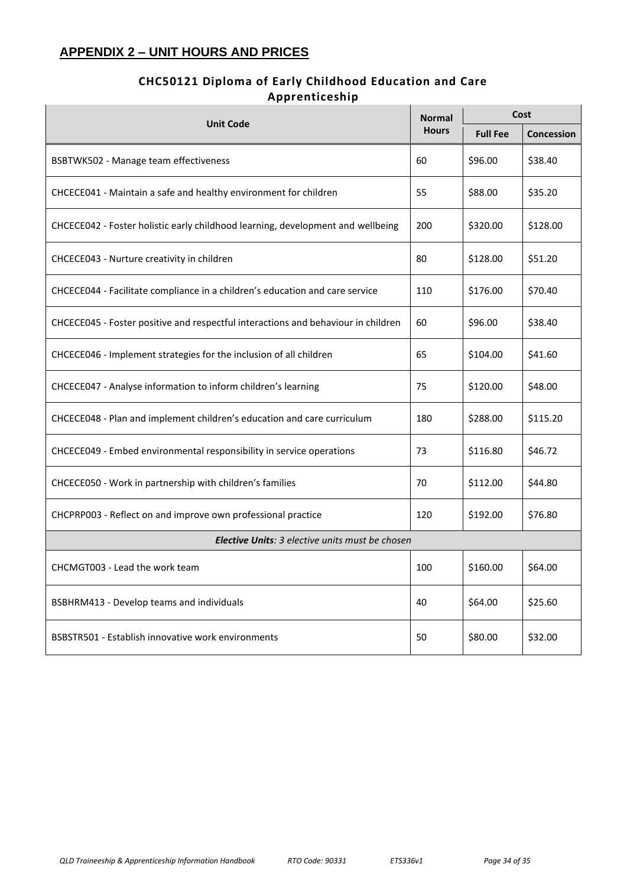## APPENDIX 2 – UNIT HOURS AND PRICES

### CHC50121 Diploma of Early Childhood Education and Care Apprenticeship

| Unit Code | Normal Hours | Cost | |
|---|---|---|---|
| | | **Full Fee** | **Concession** |
| BSBTWK502 - Manage team effectiveness | 60 | $96.00 | $38.40 |
| CHCECE041 - Maintain a safe and healthy environment for children | 55 | $88.00 | $35.20 |
| CHCECE042 - Foster holistic early childhood learning, development and wellbeing | 200 | $320.00 | $128.00 |
| CHCECE043 - Nurture creativity in children | 80 | $128.00 | $51.20 |
| CHCECE044 - Facilitate compliance in a children's education and care service | 110 | $176.00 | $70.40 |
| CHCECE045 - Foster positive and respectful interactions and behaviour in children | 60 | $96.00 | $38.40 |
| CHCECE046 - Implement strategies for the inclusion of all children | 65 | $104.00 | $41.60 |
| CHCECE047 - Analyse information to inform children's learning | 75 | $120.00 | $48.00 |
| CHCECE048 - Plan and implement children's education and care curriculum | 180 | $288.00 | $115.20 |
| CHCECE049 - Embed environmental responsibility in service operations | 73 | $116.80 | $46.72 |
| CHCECE050 - Work in partnership with children's families | 70 | $112.00 | $44.80 |
| CHCPRP003 - Reflect on and improve own professional practice | 120 | $192.00 | $76.80 |
| ***Elective Units**: 3 elective units must be chosen* | | | |
| CHCMGT003 - Lead the work team | 100 | $160.00 | $64.00 |
| BSBHRM413 - Develop teams and individuals | 40 | $64.00 | $25.60 |
| BSBSTR501 - Establish innovative work environments | 50 | $80.00 | $32.00 |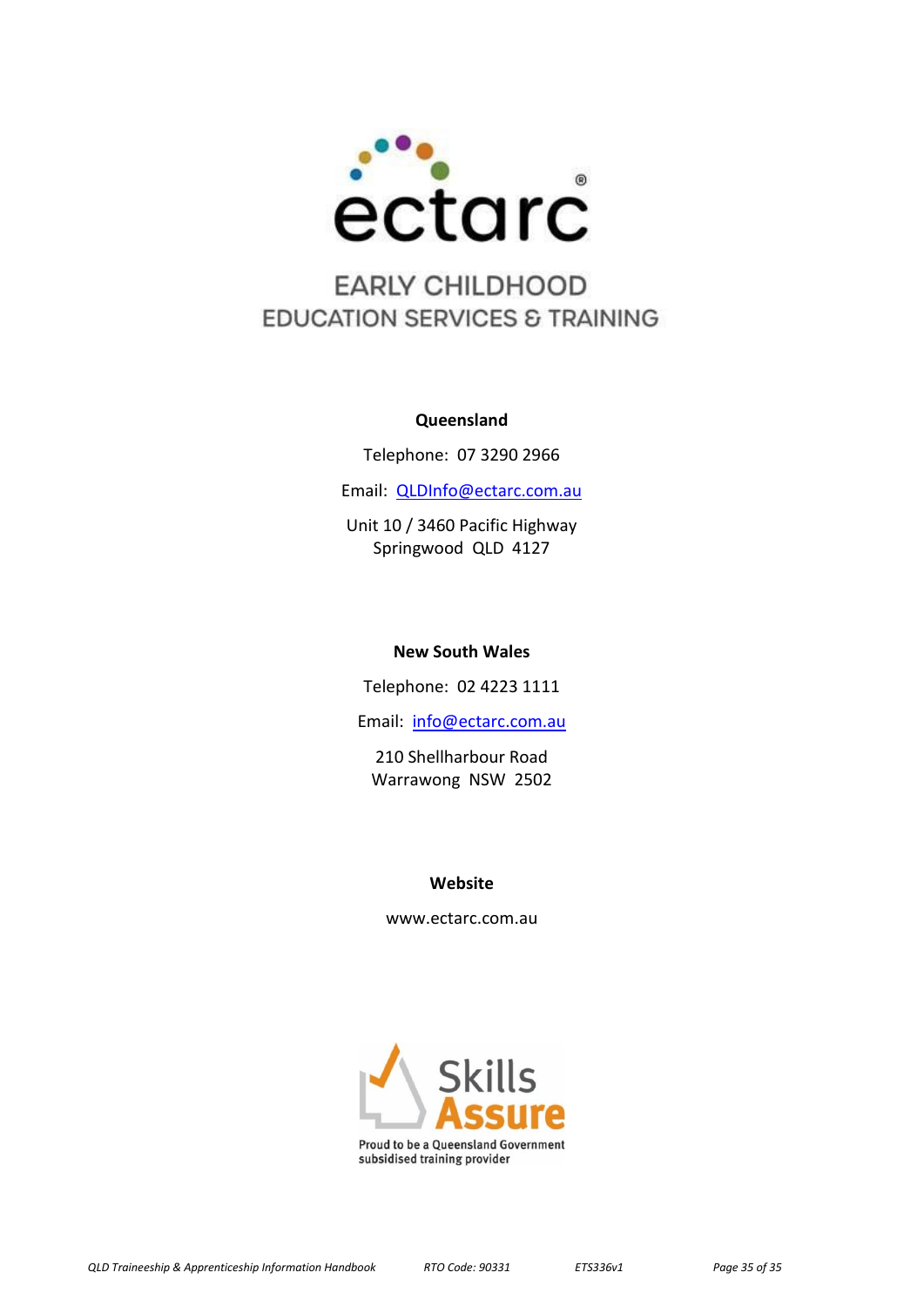ectarc®

EARLY CHILDHOOD
EDUCATION SERVICES & TRAINING

**Queensland**

Telephone: 07 3290 2966

Email: QLDInfo@ectarc.com.au

Unit 10 / 3460 Pacific Highway
Springwood QLD 4127

**New South Wales**

Telephone: 02 4223 1111

Email: info@ectarc.com.au

210 Shellharbour Road
Warrawong NSW 2502

**Website**

www.ectarc.com.au

Skills Assure

Proud to be a Queensland Government subsidised training provider